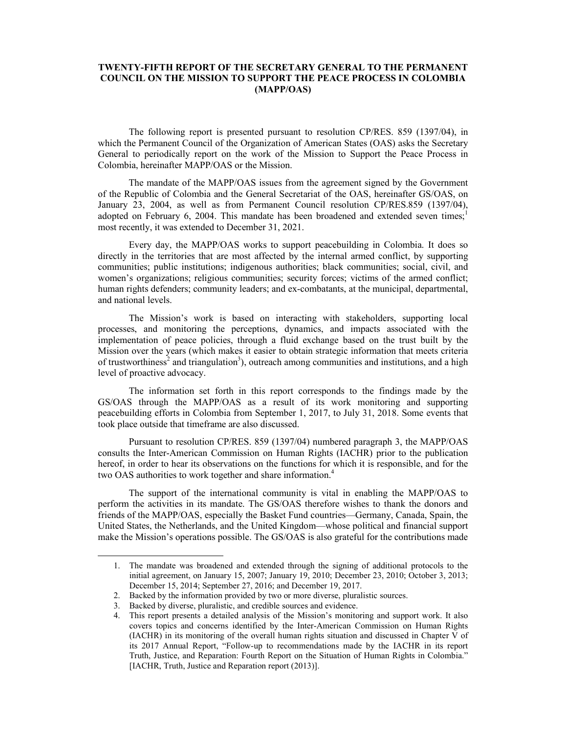# TWENTY-FIFTH REPORT OF THE SECRETARY GENERAL TO THE PERMANENT COUNCIL ON THE MISSION TO SUPPORT THE PEACE PROCESS IN COLOMBIA (MAPP/OAS)

The following report is presented pursuant to resolution CP/RES. 859 (1397/04), in which the Permanent Council of the Organization of American States (OAS) asks the Secretary General to periodically report on the work of the Mission to Support the Peace Process in Colombia, hereinafter MAPP/OAS or the Mission.

The mandate of the MAPP/OAS issues from the agreement signed by the Government of the Republic of Colombia and the General Secretariat of the OAS, hereinafter GS/OAS, on January 23, 2004, as well as from Permanent Council resolution CP/RES.859 (1397/04), adopted on February 6, 2004. This mandate has been broadened and extended seven times;[1] most recently, it was extended to December 31, 2021.

Every day, the MAPP/OAS works to support peacebuilding in Colombia. It does so directly in the territories that are most affected by the internal armed conflict, by supporting communities; public institutions; indigenous authorities; black communities; social, civil, and women's organizations; religious communities; security forces; victims of the armed conflict; human rights defenders; community leaders; and ex-combatants, at the municipal, departmental, and national levels.

The Mission's work is based on interacting with stakeholders, supporting local processes, and monitoring the perceptions, dynamics, and impacts associated with the implementation of peace policies, through a fluid exchange based on the trust built by the Mission over the years (which makes it easier to obtain strategic information that meets criteria of trustworthiness[2] and triangulation[3]), outreach among communities and institutions, and a high level of proactive advocacy.

The information set forth in this report corresponds to the findings made by the GS/OAS through the MAPP/OAS as a result of its work monitoring and supporting peacebuilding efforts in Colombia from September 1, 2017, to July 31, 2018. Some events that took place outside that timeframe are also discussed.

Pursuant to resolution CP/RES. 859 (1397/04) numbered paragraph 3, the MAPP/OAS consults the Inter-American Commission on Human Rights (IACHR) prior to the publication hereof, in order to hear its observations on the functions for which it is responsible, and for the two OAS authorities to work together and share information.[4]

The support of the international community is vital in enabling the MAPP/OAS to perform the activities in its mandate. The GS/OAS therefore wishes to thank the donors and friends of the MAPP/OAS, especially the Basket Fund countries—Germany, Canada, Spain, the United States, the Netherlands, and the United Kingdom—whose political and financial support make the Mission's operations possible. The GS/OAS is also grateful for the contributions made

---

1. The mandate was broadened and extended through the signing of additional protocols to the initial agreement, on January 15, 2007; January 19, 2010; December 23, 2010; October 3, 2013; December 15, 2014; September 27, 2016; and December 19, 2017.
2. Backed by the information provided by two or more diverse, pluralistic sources.
3. Backed by diverse, pluralistic, and credible sources and evidence.
4. This report presents a detailed analysis of the Mission's monitoring and support work. It also covers topics and concerns identified by the Inter-American Commission on Human Rights (IACHR) in its monitoring of the overall human rights situation and discussed in Chapter V of its 2017 Annual Report, "Follow-up to recommendations made by the IACHR in its report Truth, Justice, and Reparation: Fourth Report on the Situation of Human Rights in Colombia." [IACHR, Truth, Justice and Reparation report (2013)].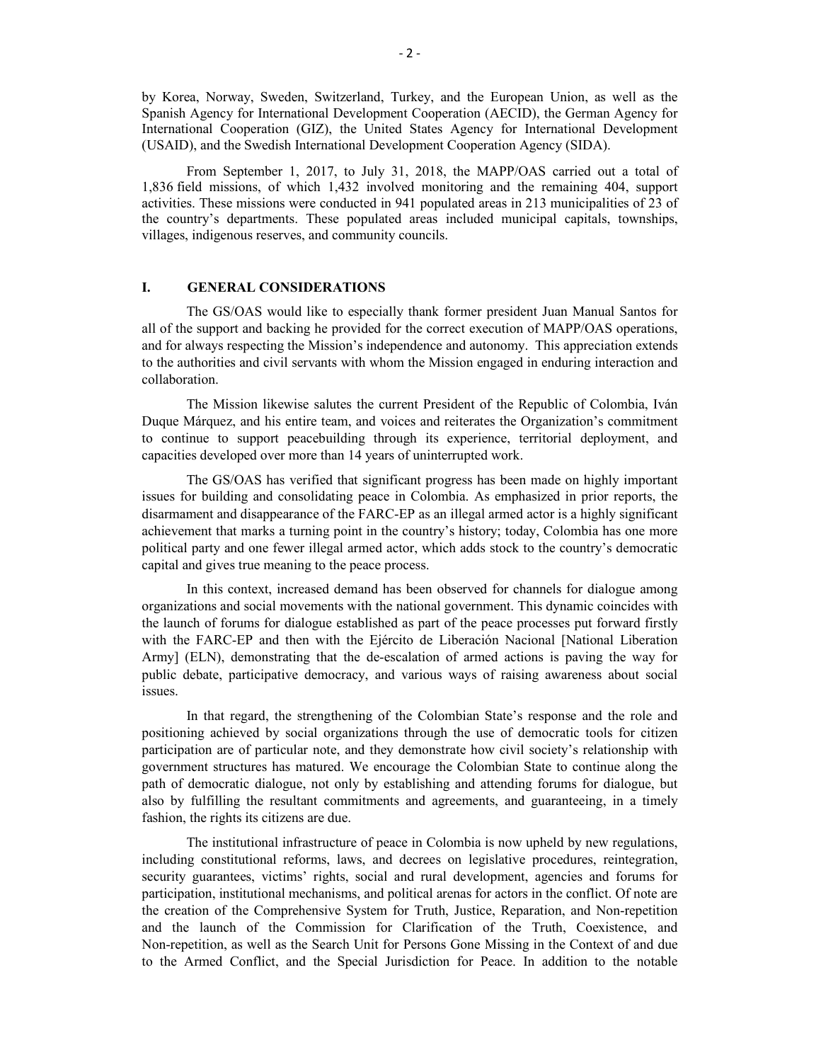by Korea, Norway, Sweden, Switzerland, Turkey, and the European Union, as well as the Spanish Agency for International Development Cooperation (AECID), the German Agency for International Cooperation (GIZ), the United States Agency for International Development (USAID), and the Swedish International Development Cooperation Agency (SIDA).

From September 1, 2017, to July 31, 2018, the MAPP/OAS carried out a total of 1,836 field missions, of which 1,432 involved monitoring and the remaining 404, support activities. These missions were conducted in 941 populated areas in 213 municipalities of 23 of the country's departments. These populated areas included municipal capitals, townships, villages, indigenous reserves, and community councils.

## I. GENERAL CONSIDERATIONS

The GS/OAS would like to especially thank former president Juan Manual Santos for all of the support and backing he provided for the correct execution of MAPP/OAS operations, and for always respecting the Mission's independence and autonomy. This appreciation extends to the authorities and civil servants with whom the Mission engaged in enduring interaction and collaboration.

The Mission likewise salutes the current President of the Republic of Colombia, Iván Duque Márquez, and his entire team, and voices and reiterates the Organization's commitment to continue to support peacebuilding through its experience, territorial deployment, and capacities developed over more than 14 years of uninterrupted work.

The GS/OAS has verified that significant progress has been made on highly important issues for building and consolidating peace in Colombia. As emphasized in prior reports, the disarmament and disappearance of the FARC-EP as an illegal armed actor is a highly significant achievement that marks a turning point in the country's history; today, Colombia has one more political party and one fewer illegal armed actor, which adds stock to the country's democratic capital and gives true meaning to the peace process.

In this context, increased demand has been observed for channels for dialogue among organizations and social movements with the national government. This dynamic coincides with the launch of forums for dialogue established as part of the peace processes put forward firstly with the FARC-EP and then with the Ejército de Liberación Nacional [National Liberation Army] (ELN), demonstrating that the de-escalation of armed actions is paving the way for public debate, participative democracy, and various ways of raising awareness about social issues.

In that regard, the strengthening of the Colombian State's response and the role and positioning achieved by social organizations through the use of democratic tools for citizen participation are of particular note, and they demonstrate how civil society's relationship with government structures has matured. We encourage the Colombian State to continue along the path of democratic dialogue, not only by establishing and attending forums for dialogue, but also by fulfilling the resultant commitments and agreements, and guaranteeing, in a timely fashion, the rights its citizens are due.

The institutional infrastructure of peace in Colombia is now upheld by new regulations, including constitutional reforms, laws, and decrees on legislative procedures, reintegration, security guarantees, victims' rights, social and rural development, agencies and forums for participation, institutional mechanisms, and political arenas for actors in the conflict. Of note are the creation of the Comprehensive System for Truth, Justice, Reparation, and Non-repetition and the launch of the Commission for Clarification of the Truth, Coexistence, and Non-repetition, as well as the Search Unit for Persons Gone Missing in the Context of and due to the Armed Conflict, and the Special Jurisdiction for Peace. In addition to the notable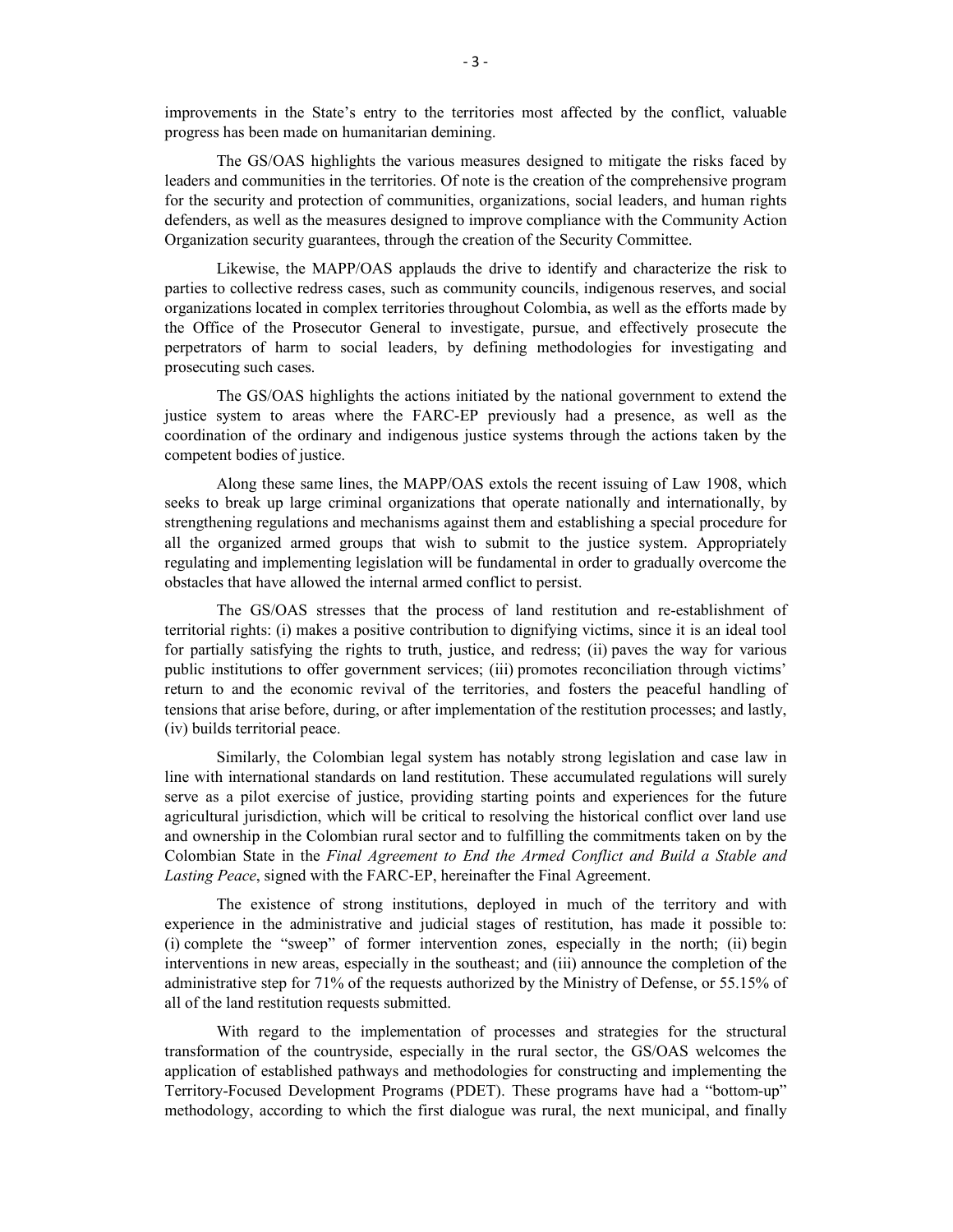improvements in the State's entry to the territories most affected by the conflict, valuable progress has been made on humanitarian demining.

The GS/OAS highlights the various measures designed to mitigate the risks faced by leaders and communities in the territories. Of note is the creation of the comprehensive program for the security and protection of communities, organizations, social leaders, and human rights defenders, as well as the measures designed to improve compliance with the Community Action Organization security guarantees, through the creation of the Security Committee.

Likewise, the MAPP/OAS applauds the drive to identify and characterize the risk to parties to collective redress cases, such as community councils, indigenous reserves, and social organizations located in complex territories throughout Colombia, as well as the efforts made by the Office of the Prosecutor General to investigate, pursue, and effectively prosecute the perpetrators of harm to social leaders, by defining methodologies for investigating and prosecuting such cases.

The GS/OAS highlights the actions initiated by the national government to extend the justice system to areas where the FARC-EP previously had a presence, as well as the coordination of the ordinary and indigenous justice systems through the actions taken by the competent bodies of justice.

Along these same lines, the MAPP/OAS extols the recent issuing of Law 1908, which seeks to break up large criminal organizations that operate nationally and internationally, by strengthening regulations and mechanisms against them and establishing a special procedure for all the organized armed groups that wish to submit to the justice system. Appropriately regulating and implementing legislation will be fundamental in order to gradually overcome the obstacles that have allowed the internal armed conflict to persist.

The GS/OAS stresses that the process of land restitution and re-establishment of territorial rights: (i) makes a positive contribution to dignifying victims, since it is an ideal tool for partially satisfying the rights to truth, justice, and redress; (ii) paves the way for various public institutions to offer government services; (iii) promotes reconciliation through victims' return to and the economic revival of the territories, and fosters the peaceful handling of tensions that arise before, during, or after implementation of the restitution processes; and lastly, (iv) builds territorial peace.

Similarly, the Colombian legal system has notably strong legislation and case law in line with international standards on land restitution. These accumulated regulations will surely serve as a pilot exercise of justice, providing starting points and experiences for the future agricultural jurisdiction, which will be critical to resolving the historical conflict over land use and ownership in the Colombian rural sector and to fulfilling the commitments taken on by the Colombian State in the *Final Agreement to End the Armed Conflict and Build a Stable and Lasting Peace*, signed with the FARC-EP, hereinafter the Final Agreement.

The existence of strong institutions, deployed in much of the territory and with experience in the administrative and judicial stages of restitution, has made it possible to: (i) complete the "sweep" of former intervention zones, especially in the north; (ii) begin interventions in new areas, especially in the southeast; and (iii) announce the completion of the administrative step for 71% of the requests authorized by the Ministry of Defense, or 55.15% of all of the land restitution requests submitted.

With regard to the implementation of processes and strategies for the structural transformation of the countryside, especially in the rural sector, the GS/OAS welcomes the application of established pathways and methodologies for constructing and implementing the Territory-Focused Development Programs (PDET). These programs have had a "bottom-up" methodology, according to which the first dialogue was rural, the next municipal, and finally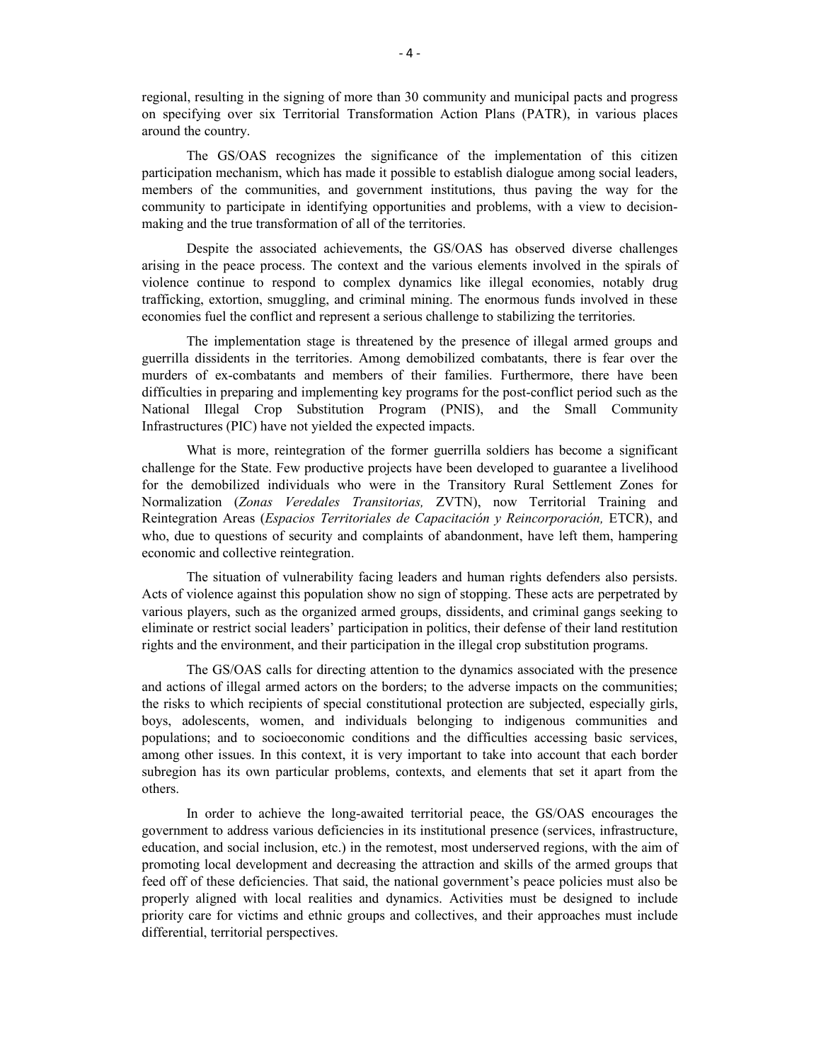regional, resulting in the signing of more than 30 community and municipal pacts and progress on specifying over six Territorial Transformation Action Plans (PATR), in various places around the country.

The GS/OAS recognizes the significance of the implementation of this citizen participation mechanism, which has made it possible to establish dialogue among social leaders, members of the communities, and government institutions, thus paving the way for the community to participate in identifying opportunities and problems, with a view to decision-making and the true transformation of all of the territories.

Despite the associated achievements, the GS/OAS has observed diverse challenges arising in the peace process. The context and the various elements involved in the spirals of violence continue to respond to complex dynamics like illegal economies, notably drug trafficking, extortion, smuggling, and criminal mining. The enormous funds involved in these economies fuel the conflict and represent a serious challenge to stabilizing the territories.

The implementation stage is threatened by the presence of illegal armed groups and guerrilla dissidents in the territories. Among demobilized combatants, there is fear over the murders of ex-combatants and members of their families. Furthermore, there have been difficulties in preparing and implementing key programs for the post-conflict period such as the National Illegal Crop Substitution Program (PNIS), and the Small Community Infrastructures (PIC) have not yielded the expected impacts.

What is more, reintegration of the former guerrilla soldiers has become a significant challenge for the State. Few productive projects have been developed to guarantee a livelihood for the demobilized individuals who were in the Transitory Rural Settlement Zones for Normalization (*Zonas Veredales Transitorias,* ZVTN), now Territorial Training and Reintegration Areas (*Espacios Territoriales de Capacitación y Reincorporación,* ETCR), and who, due to questions of security and complaints of abandonment, have left them, hampering economic and collective reintegration.

The situation of vulnerability facing leaders and human rights defenders also persists. Acts of violence against this population show no sign of stopping. These acts are perpetrated by various players, such as the organized armed groups, dissidents, and criminal gangs seeking to eliminate or restrict social leaders' participation in politics, their defense of their land restitution rights and the environment, and their participation in the illegal crop substitution programs.

The GS/OAS calls for directing attention to the dynamics associated with the presence and actions of illegal armed actors on the borders; to the adverse impacts on the communities; the risks to which recipients of special constitutional protection are subjected, especially girls, boys, adolescents, women, and individuals belonging to indigenous communities and populations; and to socioeconomic conditions and the difficulties accessing basic services, among other issues. In this context, it is very important to take into account that each border subregion has its own particular problems, contexts, and elements that set it apart from the others.

In order to achieve the long-awaited territorial peace, the GS/OAS encourages the government to address various deficiencies in its institutional presence (services, infrastructure, education, and social inclusion, etc.) in the remotest, most underserved regions, with the aim of promoting local development and decreasing the attraction and skills of the armed groups that feed off of these deficiencies. That said, the national government's peace policies must also be properly aligned with local realities and dynamics. Activities must be designed to include priority care for victims and ethnic groups and collectives, and their approaches must include differential, territorial perspectives.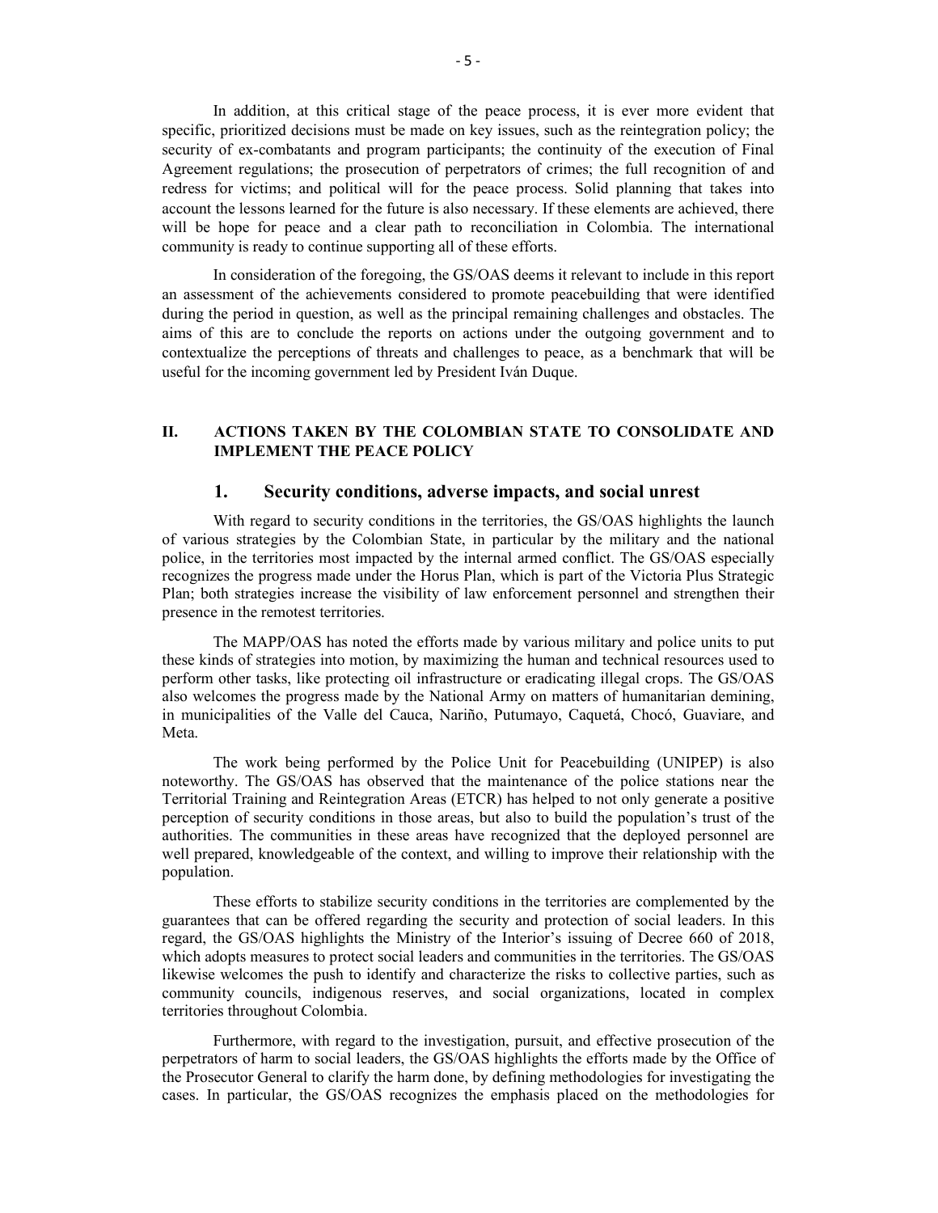In addition, at this critical stage of the peace process, it is ever more evident that specific, prioritized decisions must be made on key issues, such as the reintegration policy; the security of ex-combatants and program participants; the continuity of the execution of Final Agreement regulations; the prosecution of perpetrators of crimes; the full recognition of and redress for victims; and political will for the peace process. Solid planning that takes into account the lessons learned for the future is also necessary. If these elements are achieved, there will be hope for peace and a clear path to reconciliation in Colombia. The international community is ready to continue supporting all of these efforts.

In consideration of the foregoing, the GS/OAS deems it relevant to include in this report an assessment of the achievements considered to promote peacebuilding that were identified during the period in question, as well as the principal remaining challenges and obstacles. The aims of this are to conclude the reports on actions under the outgoing government and to contextualize the perceptions of threats and challenges to peace, as a benchmark that will be useful for the incoming government led by President Iván Duque.

## II. ACTIONS TAKEN BY THE COLOMBIAN STATE TO CONSOLIDATE AND IMPLEMENT THE PEACE POLICY

### 1. Security conditions, adverse impacts, and social unrest

With regard to security conditions in the territories, the GS/OAS highlights the launch of various strategies by the Colombian State, in particular by the military and the national police, in the territories most impacted by the internal armed conflict. The GS/OAS especially recognizes the progress made under the Horus Plan, which is part of the Victoria Plus Strategic Plan; both strategies increase the visibility of law enforcement personnel and strengthen their presence in the remotest territories.

The MAPP/OAS has noted the efforts made by various military and police units to put these kinds of strategies into motion, by maximizing the human and technical resources used to perform other tasks, like protecting oil infrastructure or eradicating illegal crops. The GS/OAS also welcomes the progress made by the National Army on matters of humanitarian demining, in municipalities of the Valle del Cauca, Nariño, Putumayo, Caquetá, Chocó, Guaviare, and Meta.

The work being performed by the Police Unit for Peacebuilding (UNIPEP) is also noteworthy. The GS/OAS has observed that the maintenance of the police stations near the Territorial Training and Reintegration Areas (ETCR) has helped to not only generate a positive perception of security conditions in those areas, but also to build the population's trust of the authorities. The communities in these areas have recognized that the deployed personnel are well prepared, knowledgeable of the context, and willing to improve their relationship with the population.

These efforts to stabilize security conditions in the territories are complemented by the guarantees that can be offered regarding the security and protection of social leaders. In this regard, the GS/OAS highlights the Ministry of the Interior's issuing of Decree 660 of 2018, which adopts measures to protect social leaders and communities in the territories. The GS/OAS likewise welcomes the push to identify and characterize the risks to collective parties, such as community councils, indigenous reserves, and social organizations, located in complex territories throughout Colombia.

Furthermore, with regard to the investigation, pursuit, and effective prosecution of the perpetrators of harm to social leaders, the GS/OAS highlights the efforts made by the Office of the Prosecutor General to clarify the harm done, by defining methodologies for investigating the cases. In particular, the GS/OAS recognizes the emphasis placed on the methodologies for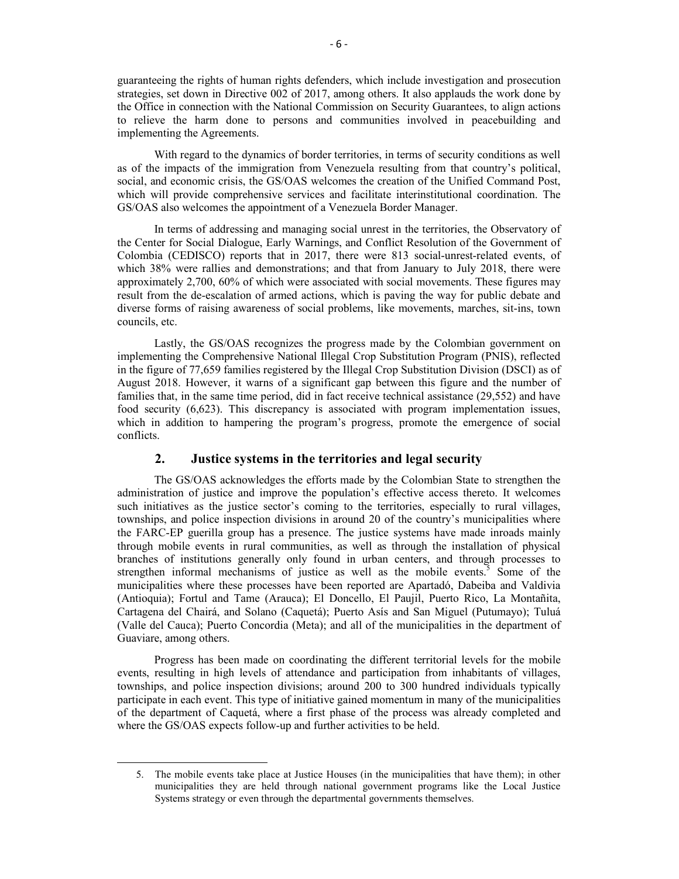guaranteeing the rights of human rights defenders, which include investigation and prosecution strategies, set down in Directive 002 of 2017, among others. It also applauds the work done by the Office in connection with the National Commission on Security Guarantees, to align actions to relieve the harm done to persons and communities involved in peacebuilding and implementing the Agreements.

With regard to the dynamics of border territories, in terms of security conditions as well as of the impacts of the immigration from Venezuela resulting from that country's political, social, and economic crisis, the GS/OAS welcomes the creation of the Unified Command Post, which will provide comprehensive services and facilitate interinstitutional coordination. The GS/OAS also welcomes the appointment of a Venezuela Border Manager.

In terms of addressing and managing social unrest in the territories, the Observatory of the Center for Social Dialogue, Early Warnings, and Conflict Resolution of the Government of Colombia (CEDISCO) reports that in 2017, there were 813 social-unrest-related events, of which 38% were rallies and demonstrations; and that from January to July 2018, there were approximately 2,700, 60% of which were associated with social movements. These figures may result from the de-escalation of armed actions, which is paving the way for public debate and diverse forms of raising awareness of social problems, like movements, marches, sit-ins, town councils, etc.

Lastly, the GS/OAS recognizes the progress made by the Colombian government on implementing the Comprehensive National Illegal Crop Substitution Program (PNIS), reflected in the figure of 77,659 families registered by the Illegal Crop Substitution Division (DSCI) as of August 2018. However, it warns of a significant gap between this figure and the number of families that, in the same time period, did in fact receive technical assistance (29,552) and have food security (6,623). This discrepancy is associated with program implementation issues, which in addition to hampering the program's progress, promote the emergence of social conflicts.

## 2. Justice systems in the territories and legal security

The GS/OAS acknowledges the efforts made by the Colombian State to strengthen the administration of justice and improve the population's effective access thereto. It welcomes such initiatives as the justice sector's coming to the territories, especially to rural villages, townships, and police inspection divisions in around 20 of the country's municipalities where the FARC-EP guerilla group has a presence. The justice systems have made inroads mainly through mobile events in rural communities, as well as through the installation of physical branches of institutions generally only found in urban centers, and through processes to strengthen informal mechanisms of justice as well as the mobile events.[5] Some of the municipalities where these processes have been reported are Apartadó, Dabeiba and Valdivia (Antioquia); Fortul and Tame (Arauca); El Doncello, El Paujil, Puerto Rico, La Montañita, Cartagena del Chairá, and Solano (Caquetá); Puerto Asís and San Miguel (Putumayo); Tuluá (Valle del Cauca); Puerto Concordia (Meta); and all of the municipalities in the department of Guaviare, among others.

Progress has been made on coordinating the different territorial levels for the mobile events, resulting in high levels of attendance and participation from inhabitants of villages, townships, and police inspection divisions; around 200 to 300 hundred individuals typically participate in each event. This type of initiative gained momentum in many of the municipalities of the department of Caquetá, where a first phase of the process was already completed and where the GS/OAS expects follow-up and further activities to be held.

5. The mobile events take place at Justice Houses (in the municipalities that have them); in other municipalities they are held through national government programs like the Local Justice Systems strategy or even through the departmental governments themselves.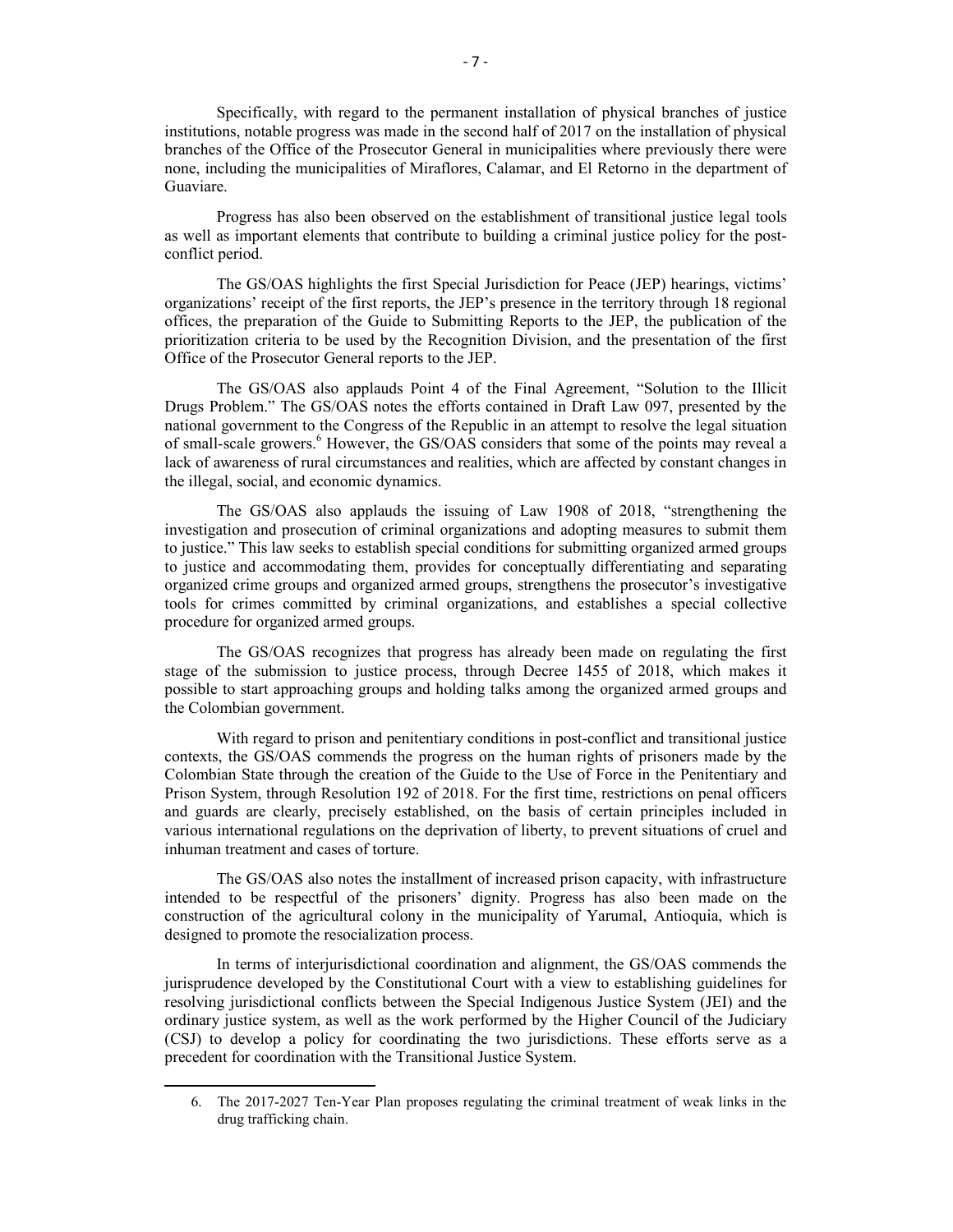Specifically, with regard to the permanent installation of physical branches of justice institutions, notable progress was made in the second half of 2017 on the installation of physical branches of the Office of the Prosecutor General in municipalities where previously there were none, including the municipalities of Miraflores, Calamar, and El Retorno in the department of Guaviare.

Progress has also been observed on the establishment of transitional justice legal tools as well as important elements that contribute to building a criminal justice policy for the post-conflict period.

The GS/OAS highlights the first Special Jurisdiction for Peace (JEP) hearings, victims' organizations' receipt of the first reports, the JEP's presence in the territory through 18 regional offices, the preparation of the Guide to Submitting Reports to the JEP, the publication of the prioritization criteria to be used by the Recognition Division, and the presentation of the first Office of the Prosecutor General reports to the JEP.

The GS/OAS also applauds Point 4 of the Final Agreement, "Solution to the Illicit Drugs Problem." The GS/OAS notes the efforts contained in Draft Law 097, presented by the national government to the Congress of the Republic in an attempt to resolve the legal situation of small-scale growers.[6] However, the GS/OAS considers that some of the points may reveal a lack of awareness of rural circumstances and realities, which are affected by constant changes in the illegal, social, and economic dynamics.

The GS/OAS also applauds the issuing of Law 1908 of 2018, "strengthening the investigation and prosecution of criminal organizations and adopting measures to submit them to justice." This law seeks to establish special conditions for submitting organized armed groups to justice and accommodating them, provides for conceptually differentiating and separating organized crime groups and organized armed groups, strengthens the prosecutor's investigative tools for crimes committed by criminal organizations, and establishes a special collective procedure for organized armed groups.

The GS/OAS recognizes that progress has already been made on regulating the first stage of the submission to justice process, through Decree 1455 of 2018, which makes it possible to start approaching groups and holding talks among the organized armed groups and the Colombian government.

With regard to prison and penitentiary conditions in post-conflict and transitional justice contexts, the GS/OAS commends the progress on the human rights of prisoners made by the Colombian State through the creation of the Guide to the Use of Force in the Penitentiary and Prison System, through Resolution 192 of 2018. For the first time, restrictions on penal officers and guards are clearly, precisely established, on the basis of certain principles included in various international regulations on the deprivation of liberty, to prevent situations of cruel and inhuman treatment and cases of torture.

The GS/OAS also notes the installment of increased prison capacity, with infrastructure intended to be respectful of the prisoners' dignity. Progress has also been made on the construction of the agricultural colony in the municipality of Yarumal, Antioquia, which is designed to promote the resocialization process.

In terms of interjurisdictional coordination and alignment, the GS/OAS commends the jurisprudence developed by the Constitutional Court with a view to establishing guidelines for resolving jurisdictional conflicts between the Special Indigenous Justice System (JEI) and the ordinary justice system, as well as the work performed by the Higher Council of the Judiciary (CSJ) to develop a policy for coordinating the two jurisdictions. These efforts serve as a precedent for coordination with the Transitional Justice System.

---

6. The 2017-2027 Ten-Year Plan proposes regulating the criminal treatment of weak links in the drug trafficking chain.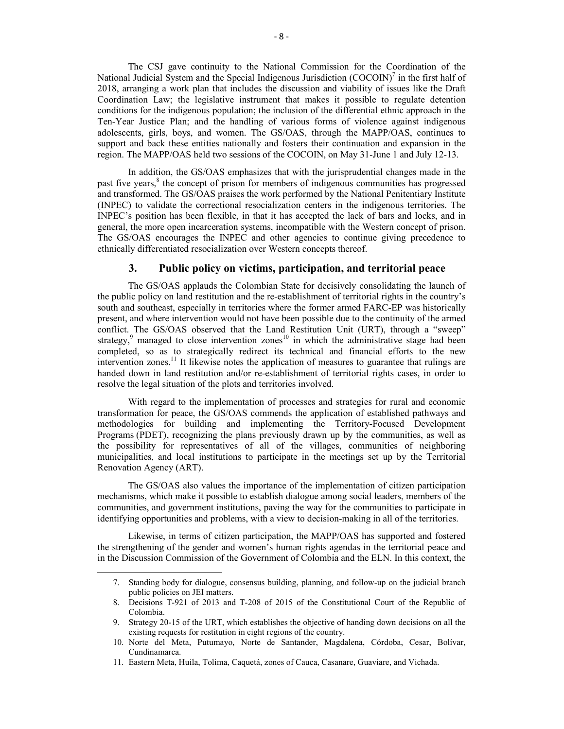The CSJ gave continuity to the National Commission for the Coordination of the National Judicial System and the Special Indigenous Jurisdiction (COCOIN)[7] in the first half of 2018, arranging a work plan that includes the discussion and viability of issues like the Draft Coordination Law; the legislative instrument that makes it possible to regulate detention conditions for the indigenous population; the inclusion of the differential ethnic approach in the Ten-Year Justice Plan; and the handling of various forms of violence against indigenous adolescents, girls, boys, and women. The GS/OAS, through the MAPP/OAS, continues to support and back these entities nationally and fosters their continuation and expansion in the region. The MAPP/OAS held two sessions of the COCOIN, on May 31-June 1 and July 12-13.

In addition, the GS/OAS emphasizes that with the jurisprudential changes made in the past five years,[8] the concept of prison for members of indigenous communities has progressed and transformed. The GS/OAS praises the work performed by the National Penitentiary Institute (INPEC) to validate the correctional resocialization centers in the indigenous territories. The INPEC's position has been flexible, in that it has accepted the lack of bars and locks, and in general, the more open incarceration systems, incompatible with the Western concept of prison. The GS/OAS encourages the INPEC and other agencies to continue giving precedence to ethnically differentiated resocialization over Western concepts thereof.

### 3. Public policy on victims, participation, and territorial peace

The GS/OAS applauds the Colombian State for decisively consolidating the launch of the public policy on land restitution and the re-establishment of territorial rights in the country's south and southeast, especially in territories where the former armed FARC-EP was historically present, and where intervention would not have been possible due to the continuity of the armed conflict. The GS/OAS observed that the Land Restitution Unit (URT), through a "sweep" strategy,[9] managed to close intervention zones[10] in which the administrative stage had been completed, so as to strategically redirect its technical and financial efforts to the new intervention zones.[11] It likewise notes the application of measures to guarantee that rulings are handed down in land restitution and/or re-establishment of territorial rights cases, in order to resolve the legal situation of the plots and territories involved.

With regard to the implementation of processes and strategies for rural and economic transformation for peace, the GS/OAS commends the application of established pathways and methodologies for building and implementing the Territory-Focused Development Programs (PDET), recognizing the plans previously drawn up by the communities, as well as the possibility for representatives of all of the villages, communities of neighboring municipalities, and local institutions to participate in the meetings set up by the Territorial Renovation Agency (ART).

The GS/OAS also values the importance of the implementation of citizen participation mechanisms, which make it possible to establish dialogue among social leaders, members of the communities, and government institutions, paving the way for the communities to participate in identifying opportunities and problems, with a view to decision-making in all of the territories.

Likewise, in terms of citizen participation, the MAPP/OAS has supported and fostered the strengthening of the gender and women's human rights agendas in the territorial peace and in the Discussion Commission of the Government of Colombia and the ELN. In this context, the

---

7. Standing body for dialogue, consensus building, planning, and follow-up on the judicial branch public policies on JEI matters.
8. Decisions T-921 of 2013 and T-208 of 2015 of the Constitutional Court of the Republic of Colombia.
9. Strategy 20-15 of the URT, which establishes the objective of handing down decisions on all the existing requests for restitution in eight regions of the country.
10. Norte del Meta, Putumayo, Norte de Santander, Magdalena, Córdoba, Cesar, Bolívar, Cundinamarca.
11. Eastern Meta, Huila, Tolima, Caquetá, zones of Cauca, Casanare, Guaviare, and Vichada.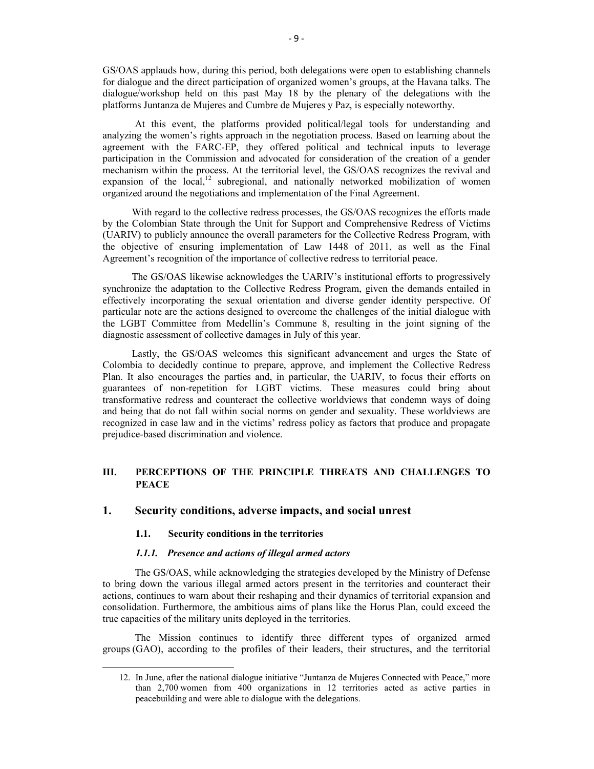GS/OAS applauds how, during this period, both delegations were open to establishing channels for dialogue and the direct participation of organized women's groups, at the Havana talks. The dialogue/workshop held on this past May 18 by the plenary of the delegations with the platforms Juntanza de Mujeres and Cumbre de Mujeres y Paz, is especially noteworthy.

At this event, the platforms provided political/legal tools for understanding and analyzing the women's rights approach in the negotiation process. Based on learning about the agreement with the FARC-EP, they offered political and technical inputs to leverage participation in the Commission and advocated for consideration of the creation of a gender mechanism within the process. At the territorial level, the GS/OAS recognizes the revival and expansion of the local,[12] subregional, and nationally networked mobilization of women organized around the negotiations and implementation of the Final Agreement.

With regard to the collective redress processes, the GS/OAS recognizes the efforts made by the Colombian State through the Unit for Support and Comprehensive Redress of Victims (UARIV) to publicly announce the overall parameters for the Collective Redress Program, with the objective of ensuring implementation of Law 1448 of 2011, as well as the Final Agreement's recognition of the importance of collective redress to territorial peace.

The GS/OAS likewise acknowledges the UARIV's institutional efforts to progressively synchronize the adaptation to the Collective Redress Program, given the demands entailed in effectively incorporating the sexual orientation and diverse gender identity perspective. Of particular note are the actions designed to overcome the challenges of the initial dialogue with the LGBT Committee from Medellín's Commune 8, resulting in the joint signing of the diagnostic assessment of collective damages in July of this year.

Lastly, the GS/OAS welcomes this significant advancement and urges the State of Colombia to decidedly continue to prepare, approve, and implement the Collective Redress Plan. It also encourages the parties and, in particular, the UARIV, to focus their efforts on guarantees of non-repetition for LGBT victims. These measures could bring about transformative redress and counteract the collective worldviews that condemn ways of doing and being that do not fall within social norms on gender and sexuality. These worldviews are recognized in case law and in the victims' redress policy as factors that produce and propagate prejudice-based discrimination and violence.

## III. PERCEPTIONS OF THE PRINCIPLE THREATS AND CHALLENGES TO PEACE

## 1. Security conditions, adverse impacts, and social unrest

### 1.1. Security conditions in the territories

#### *1.1.1. Presence and actions of illegal armed actors*

The GS/OAS, while acknowledging the strategies developed by the Ministry of Defense to bring down the various illegal armed actors present in the territories and counteract their actions, continues to warn about their reshaping and their dynamics of territorial expansion and consolidation. Furthermore, the ambitious aims of plans like the Horus Plan, could exceed the true capacities of the military units deployed in the territories.

The Mission continues to identify three different types of organized armed groups (GAO), according to the profiles of their leaders, their structures, and the territorial

---

12. In June, after the national dialogue initiative "Juntanza de Mujeres Connected with Peace," more than 2,700 women from 400 organizations in 12 territories acted as active parties in peacebuilding and were able to dialogue with the delegations.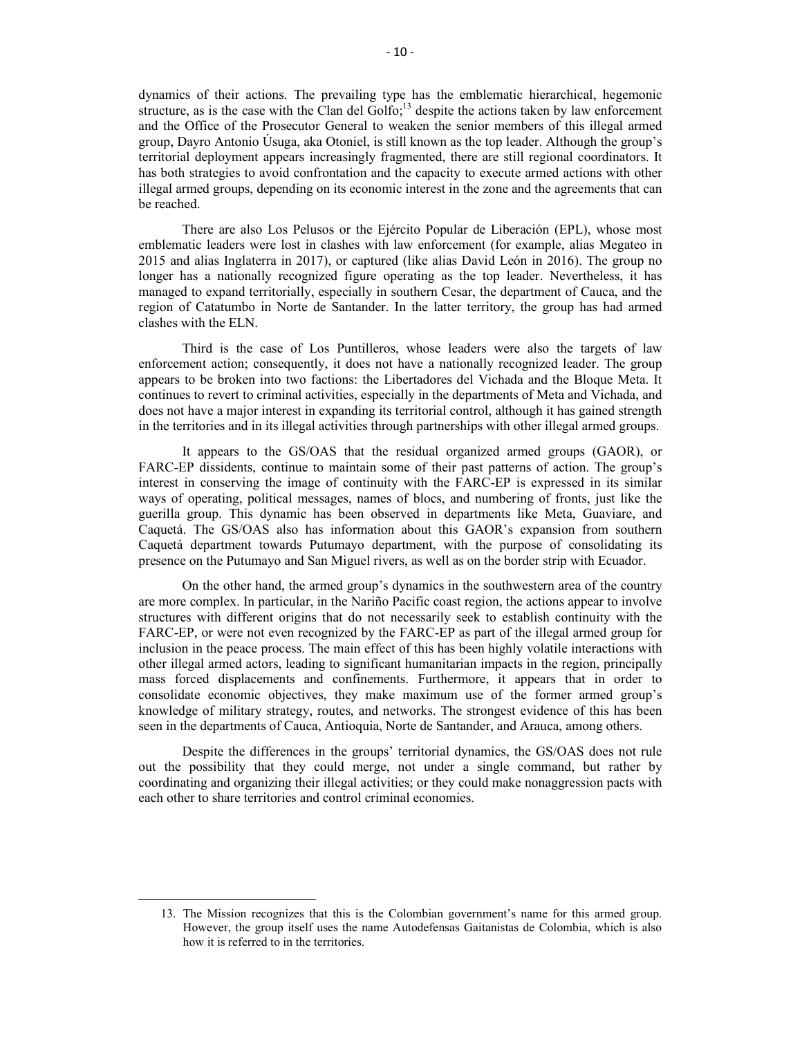dynamics of their actions. The prevailing type has the emblematic hierarchical, hegemonic structure, as is the case with the Clan del Golfo;[13] despite the actions taken by law enforcement and the Office of the Prosecutor General to weaken the senior members of this illegal armed group, Dayro Antonio Úsuga, aka Otoniel, is still known as the top leader. Although the group's territorial deployment appears increasingly fragmented, there are still regional coordinators. It has both strategies to avoid confrontation and the capacity to execute armed actions with other illegal armed groups, depending on its economic interest in the zone and the agreements that can be reached.

There are also Los Pelusos or the Ejército Popular de Liberación (EPL), whose most emblematic leaders were lost in clashes with law enforcement (for example, alias Megateo in 2015 and alias Inglaterra in 2017), or captured (like alias David León in 2016). The group no longer has a nationally recognized figure operating as the top leader. Nevertheless, it has managed to expand territorially, especially in southern Cesar, the department of Cauca, and the region of Catatumbo in Norte de Santander. In the latter territory, the group has had armed clashes with the ELN.

Third is the case of Los Puntilleros, whose leaders were also the targets of law enforcement action; consequently, it does not have a nationally recognized leader. The group appears to be broken into two factions: the Libertadores del Vichada and the Bloque Meta. It continues to revert to criminal activities, especially in the departments of Meta and Vichada, and does not have a major interest in expanding its territorial control, although it has gained strength in the territories and in its illegal activities through partnerships with other illegal armed groups.

It appears to the GS/OAS that the residual organized armed groups (GAOR), or FARC-EP dissidents, continue to maintain some of their past patterns of action. The group's interest in conserving the image of continuity with the FARC-EP is expressed in its similar ways of operating, political messages, names of blocs, and numbering of fronts, just like the guerilla group. This dynamic has been observed in departments like Meta, Guaviare, and Caquetá. The GS/OAS also has information about this GAOR's expansion from southern Caquetá department towards Putumayo department, with the purpose of consolidating its presence on the Putumayo and San Miguel rivers, as well as on the border strip with Ecuador.

On the other hand, the armed group's dynamics in the southwestern area of the country are more complex. In particular, in the Nariño Pacific coast region, the actions appear to involve structures with different origins that do not necessarily seek to establish continuity with the FARC-EP, or were not even recognized by the FARC-EP as part of the illegal armed group for inclusion in the peace process. The main effect of this has been highly volatile interactions with other illegal armed actors, leading to significant humanitarian impacts in the region, principally mass forced displacements and confinements. Furthermore, it appears that in order to consolidate economic objectives, they make maximum use of the former armed group's knowledge of military strategy, routes, and networks. The strongest evidence of this has been seen in the departments of Cauca, Antioquia, Norte de Santander, and Arauca, among others.

Despite the differences in the groups' territorial dynamics, the GS/OAS does not rule out the possibility that they could merge, not under a single command, but rather by coordinating and organizing their illegal activities; or they could make nonaggression pacts with each other to share territories and control criminal economies.

---

13. The Mission recognizes that this is the Colombian government's name for this armed group. However, the group itself uses the name Autodefensas Gaitanistas de Colombia, which is also how it is referred to in the territories.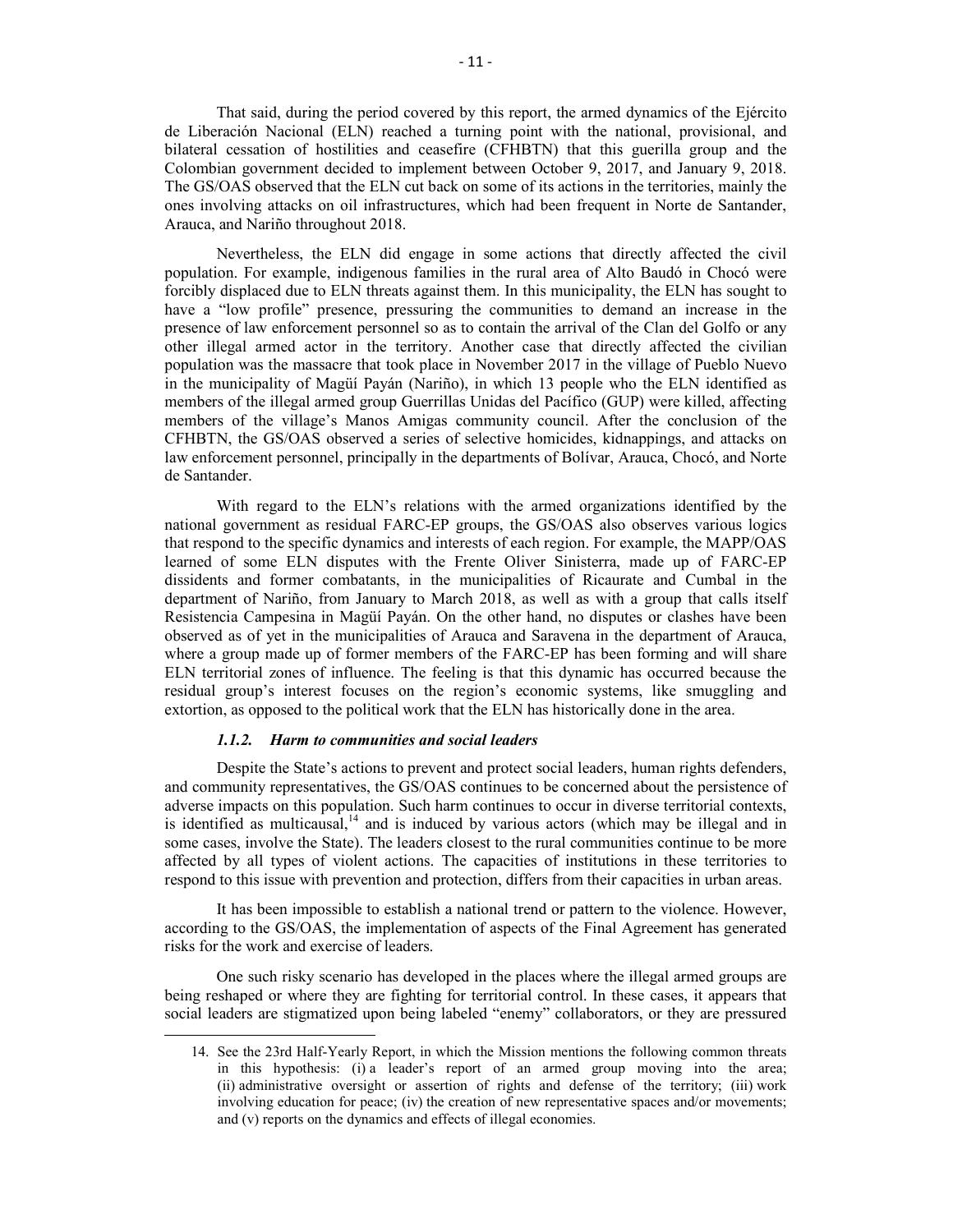That said, during the period covered by this report, the armed dynamics of the Ejército de Liberación Nacional (ELN) reached a turning point with the national, provisional, and bilateral cessation of hostilities and ceasefire (CFHBTN) that this guerilla group and the Colombian government decided to implement between October 9, 2017, and January 9, 2018. The GS/OAS observed that the ELN cut back on some of its actions in the territories, mainly the ones involving attacks on oil infrastructures, which had been frequent in Norte de Santander, Arauca, and Nariño throughout 2018.

Nevertheless, the ELN did engage in some actions that directly affected the civil population. For example, indigenous families in the rural area of Alto Baudó in Chocó were forcibly displaced due to ELN threats against them. In this municipality, the ELN has sought to have a "low profile" presence, pressuring the communities to demand an increase in the presence of law enforcement personnel so as to contain the arrival of the Clan del Golfo or any other illegal armed actor in the territory. Another case that directly affected the civilian population was the massacre that took place in November 2017 in the village of Pueblo Nuevo in the municipality of Magüí Payán (Nariño), in which 13 people who the ELN identified as members of the illegal armed group Guerrillas Unidas del Pacífico (GUP) were killed, affecting members of the village's Manos Amigas community council. After the conclusion of the CFHBTN, the GS/OAS observed a series of selective homicides, kidnappings, and attacks on law enforcement personnel, principally in the departments of Bolívar, Arauca, Chocó, and Norte de Santander.

With regard to the ELN's relations with the armed organizations identified by the national government as residual FARC-EP groups, the GS/OAS also observes various logics that respond to the specific dynamics and interests of each region. For example, the MAPP/OAS learned of some ELN disputes with the Frente Oliver Sinisterra, made up of FARC-EP dissidents and former combatants, in the municipalities of Ricaurate and Cumbal in the department of Nariño, from January to March 2018, as well as with a group that calls itself Resistencia Campesina in Magüí Payán. On the other hand, no disputes or clashes have been observed as of yet in the municipalities of Arauca and Saravena in the department of Arauca, where a group made up of former members of the FARC-EP has been forming and will share ELN territorial zones of influence. The feeling is that this dynamic has occurred because the residual group's interest focuses on the region's economic systems, like smuggling and extortion, as opposed to the political work that the ELN has historically done in the area.

#### *1.1.2. Harm to communities and social leaders*

Despite the State's actions to prevent and protect social leaders, human rights defenders, and community representatives, the GS/OAS continues to be concerned about the persistence of adverse impacts on this population. Such harm continues to occur in diverse territorial contexts, is identified as multicausal,[14] and is induced by various actors (which may be illegal and in some cases, involve the State). The leaders closest to the rural communities continue to be more affected by all types of violent actions. The capacities of institutions in these territories to respond to this issue with prevention and protection, differs from their capacities in urban areas.

It has been impossible to establish a national trend or pattern to the violence. However, according to the GS/OAS, the implementation of aspects of the Final Agreement has generated risks for the work and exercise of leaders.

One such risky scenario has developed in the places where the illegal armed groups are being reshaped or where they are fighting for territorial control. In these cases, it appears that social leaders are stigmatized upon being labeled "enemy" collaborators, or they are pressured

---

14. See the 23rd Half-Yearly Report, in which the Mission mentions the following common threats in this hypothesis: (i) a leader's report of an armed group moving into the area; (ii) administrative oversight or assertion of rights and defense of the territory; (iii) work involving education for peace; (iv) the creation of new representative spaces and/or movements; and (v) reports on the dynamics and effects of illegal economies.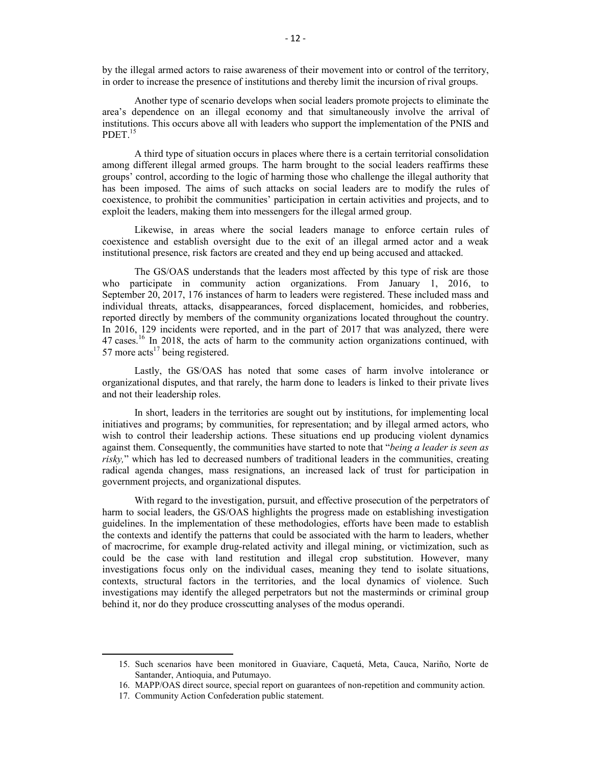by the illegal armed actors to raise awareness of their movement into or control of the territory, in order to increase the presence of institutions and thereby limit the incursion of rival groups.

Another type of scenario develops when social leaders promote projects to eliminate the area's dependence on an illegal economy and that simultaneously involve the arrival of institutions. This occurs above all with leaders who support the implementation of the PNIS and PDET.[15]

A third type of situation occurs in places where there is a certain territorial consolidation among different illegal armed groups. The harm brought to the social leaders reaffirms these groups' control, according to the logic of harming those who challenge the illegal authority that has been imposed. The aims of such attacks on social leaders are to modify the rules of coexistence, to prohibit the communities' participation in certain activities and projects, and to exploit the leaders, making them into messengers for the illegal armed group.

Likewise, in areas where the social leaders manage to enforce certain rules of coexistence and establish oversight due to the exit of an illegal armed actor and a weak institutional presence, risk factors are created and they end up being accused and attacked.

The GS/OAS understands that the leaders most affected by this type of risk are those who participate in community action organizations. From January 1, 2016, to September 20, 2017, 176 instances of harm to leaders were registered. These included mass and individual threats, attacks, disappearances, forced displacement, homicides, and robberies, reported directly by members of the community organizations located throughout the country. In 2016, 129 incidents were reported, and in the part of 2017 that was analyzed, there were 47 cases.[16] In 2018, the acts of harm to the community action organizations continued, with 57 more acts[17] being registered.

Lastly, the GS/OAS has noted that some cases of harm involve intolerance or organizational disputes, and that rarely, the harm done to leaders is linked to their private lives and not their leadership roles.

In short, leaders in the territories are sought out by institutions, for implementing local initiatives and programs; by communities, for representation; and by illegal armed actors, who wish to control their leadership actions. These situations end up producing violent dynamics against them. Consequently, the communities have started to note that "*being a leader is seen as risky,*" which has led to decreased numbers of traditional leaders in the communities, creating radical agenda changes, mass resignations, an increased lack of trust for participation in government projects, and organizational disputes.

With regard to the investigation, pursuit, and effective prosecution of the perpetrators of harm to social leaders, the GS/OAS highlights the progress made on establishing investigation guidelines. In the implementation of these methodologies, efforts have been made to establish the contexts and identify the patterns that could be associated with the harm to leaders, whether of macrocrime, for example drug-related activity and illegal mining, or victimization, such as could be the case with land restitution and illegal crop substitution. However, many investigations focus only on the individual cases, meaning they tend to isolate situations, contexts, structural factors in the territories, and the local dynamics of violence. Such investigations may identify the alleged perpetrators but not the masterminds or criminal group behind it, nor do they produce crosscutting analyses of the modus operandi.

---

15. Such scenarios have been monitored in Guaviare, Caquetá, Meta, Cauca, Nariño, Norte de Santander, Antioquia, and Putumayo.
16. MAPP/OAS direct source, special report on guarantees of non-repetition and community action.
17. Community Action Confederation public statement.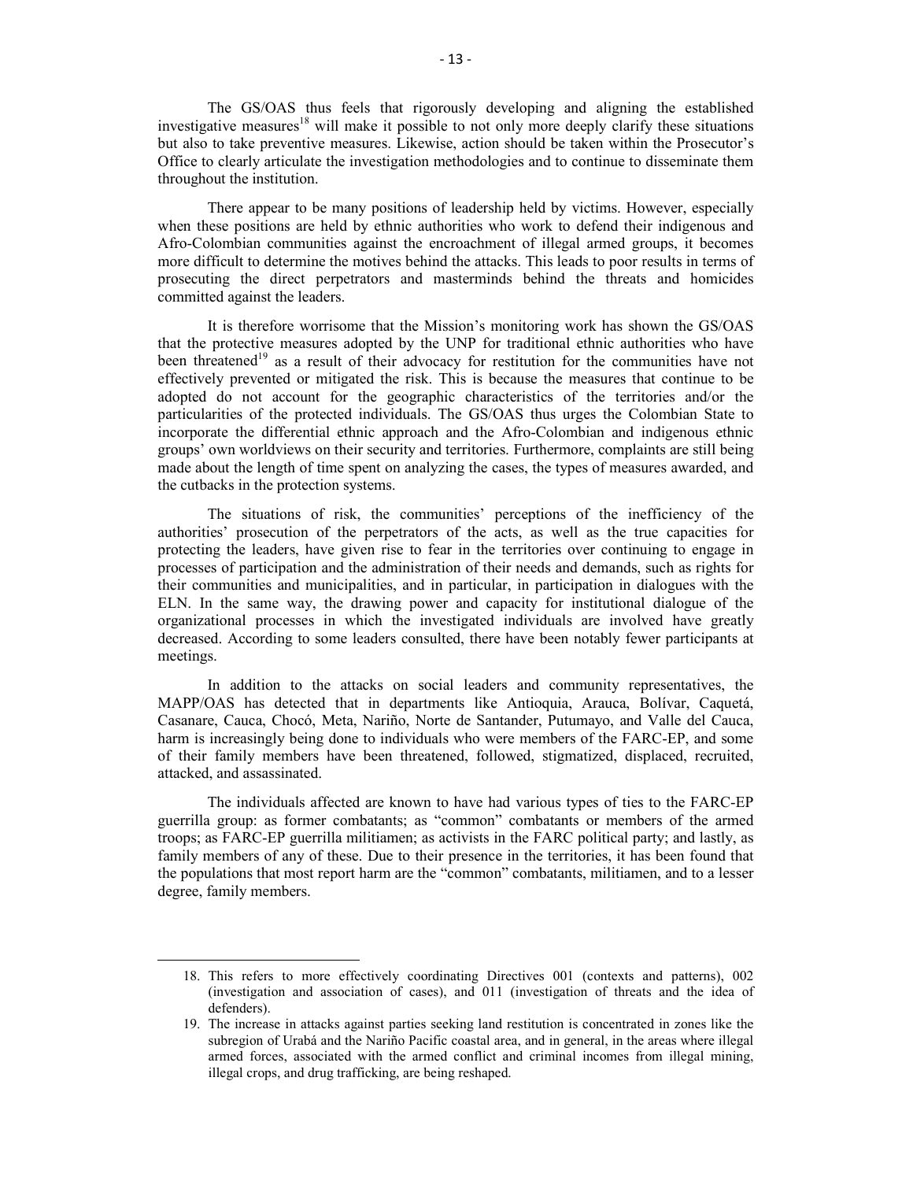The GS/OAS thus feels that rigorously developing and aligning the established investigative measures[18] will make it possible to not only more deeply clarify these situations but also to take preventive measures. Likewise, action should be taken within the Prosecutor's Office to clearly articulate the investigation methodologies and to continue to disseminate them throughout the institution.

There appear to be many positions of leadership held by victims. However, especially when these positions are held by ethnic authorities who work to defend their indigenous and Afro-Colombian communities against the encroachment of illegal armed groups, it becomes more difficult to determine the motives behind the attacks. This leads to poor results in terms of prosecuting the direct perpetrators and masterminds behind the threats and homicides committed against the leaders.

It is therefore worrisome that the Mission's monitoring work has shown the GS/OAS that the protective measures adopted by the UNP for traditional ethnic authorities who have been threatened[19] as a result of their advocacy for restitution for the communities have not effectively prevented or mitigated the risk. This is because the measures that continue to be adopted do not account for the geographic characteristics of the territories and/or the particularities of the protected individuals. The GS/OAS thus urges the Colombian State to incorporate the differential ethnic approach and the Afro-Colombian and indigenous ethnic groups' own worldviews on their security and territories. Furthermore, complaints are still being made about the length of time spent on analyzing the cases, the types of measures awarded, and the cutbacks in the protection systems.

The situations of risk, the communities' perceptions of the inefficiency of the authorities' prosecution of the perpetrators of the acts, as well as the true capacities for protecting the leaders, have given rise to fear in the territories over continuing to engage in processes of participation and the administration of their needs and demands, such as rights for their communities and municipalities, and in particular, in participation in dialogues with the ELN. In the same way, the drawing power and capacity for institutional dialogue of the organizational processes in which the investigated individuals are involved have greatly decreased. According to some leaders consulted, there have been notably fewer participants at meetings.

In addition to the attacks on social leaders and community representatives, the MAPP/OAS has detected that in departments like Antioquia, Arauca, Bolívar, Caquetá, Casanare, Cauca, Chocó, Meta, Nariño, Norte de Santander, Putumayo, and Valle del Cauca, harm is increasingly being done to individuals who were members of the FARC-EP, and some of their family members have been threatened, followed, stigmatized, displaced, recruited, attacked, and assassinated.

The individuals affected are known to have had various types of ties to the FARC-EP guerrilla group: as former combatants; as "common" combatants or members of the armed troops; as FARC-EP guerrilla militiamen; as activists in the FARC political party; and lastly, as family members of any of these. Due to their presence in the territories, it has been found that the populations that most report harm are the "common" combatants, militiamen, and to a lesser degree, family members.

---

18. This refers to more effectively coordinating Directives 001 (contexts and patterns), 002 (investigation and association of cases), and 011 (investigation of threats and the idea of defenders).

19. The increase in attacks against parties seeking land restitution is concentrated in zones like the subregion of Urabá and the Nariño Pacific coastal area, and in general, in the areas where illegal armed forces, associated with the armed conflict and criminal incomes from illegal mining, illegal crops, and drug trafficking, are being reshaped.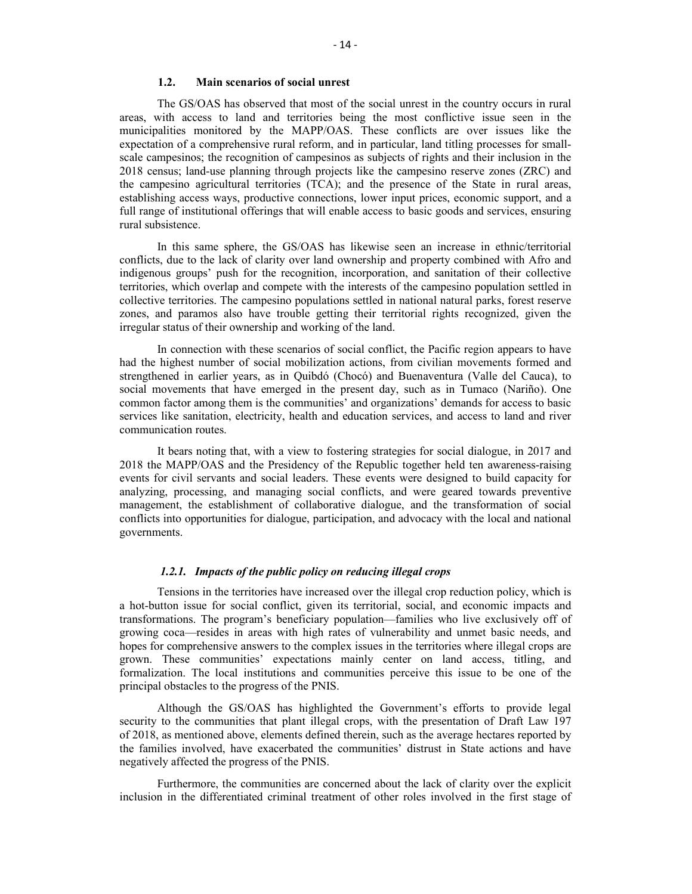### 1.2. Main scenarios of social unrest

The GS/OAS has observed that most of the social unrest in the country occurs in rural areas, with access to land and territories being the most conflictive issue seen in the municipalities monitored by the MAPP/OAS. These conflicts are over issues like the expectation of a comprehensive rural reform, and in particular, land titling processes for small-scale campesinos; the recognition of campesinos as subjects of rights and their inclusion in the 2018 census; land-use planning through projects like the campesino reserve zones (ZRC) and the campesino agricultural territories (TCA); and the presence of the State in rural areas, establishing access ways, productive connections, lower input prices, economic support, and a full range of institutional offerings that will enable access to basic goods and services, ensuring rural subsistence.

In this same sphere, the GS/OAS has likewise seen an increase in ethnic/territorial conflicts, due to the lack of clarity over land ownership and property combined with Afro and indigenous groups' push for the recognition, incorporation, and sanitation of their collective territories, which overlap and compete with the interests of the campesino population settled in collective territories. The campesino populations settled in national natural parks, forest reserve zones, and paramos also have trouble getting their territorial rights recognized, given the irregular status of their ownership and working of the land.

In connection with these scenarios of social conflict, the Pacific region appears to have had the highest number of social mobilization actions, from civilian movements formed and strengthened in earlier years, as in Quibdó (Chocó) and Buenaventura (Valle del Cauca), to social movements that have emerged in the present day, such as in Tumaco (Nariño). One common factor among them is the communities' and organizations' demands for access to basic services like sanitation, electricity, health and education services, and access to land and river communication routes.

It bears noting that, with a view to fostering strategies for social dialogue, in 2017 and 2018 the MAPP/OAS and the Presidency of the Republic together held ten awareness-raising events for civil servants and social leaders. These events were designed to build capacity for analyzing, processing, and managing social conflicts, and were geared towards preventive management, the establishment of collaborative dialogue, and the transformation of social conflicts into opportunities for dialogue, participation, and advocacy with the local and national governments.

#### *1.2.1. Impacts of the public policy on reducing illegal crops*

Tensions in the territories have increased over the illegal crop reduction policy, which is a hot-button issue for social conflict, given its territorial, social, and economic impacts and transformations. The program's beneficiary population—families who live exclusively off of growing coca—resides in areas with high rates of vulnerability and unmet basic needs, and hopes for comprehensive answers to the complex issues in the territories where illegal crops are grown. These communities' expectations mainly center on land access, titling, and formalization. The local institutions and communities perceive this issue to be one of the principal obstacles to the progress of the PNIS.

Although the GS/OAS has highlighted the Government's efforts to provide legal security to the communities that plant illegal crops, with the presentation of Draft Law 197 of 2018, as mentioned above, elements defined therein, such as the average hectares reported by the families involved, have exacerbated the communities' distrust in State actions and have negatively affected the progress of the PNIS.

Furthermore, the communities are concerned about the lack of clarity over the explicit inclusion in the differentiated criminal treatment of other roles involved in the first stage of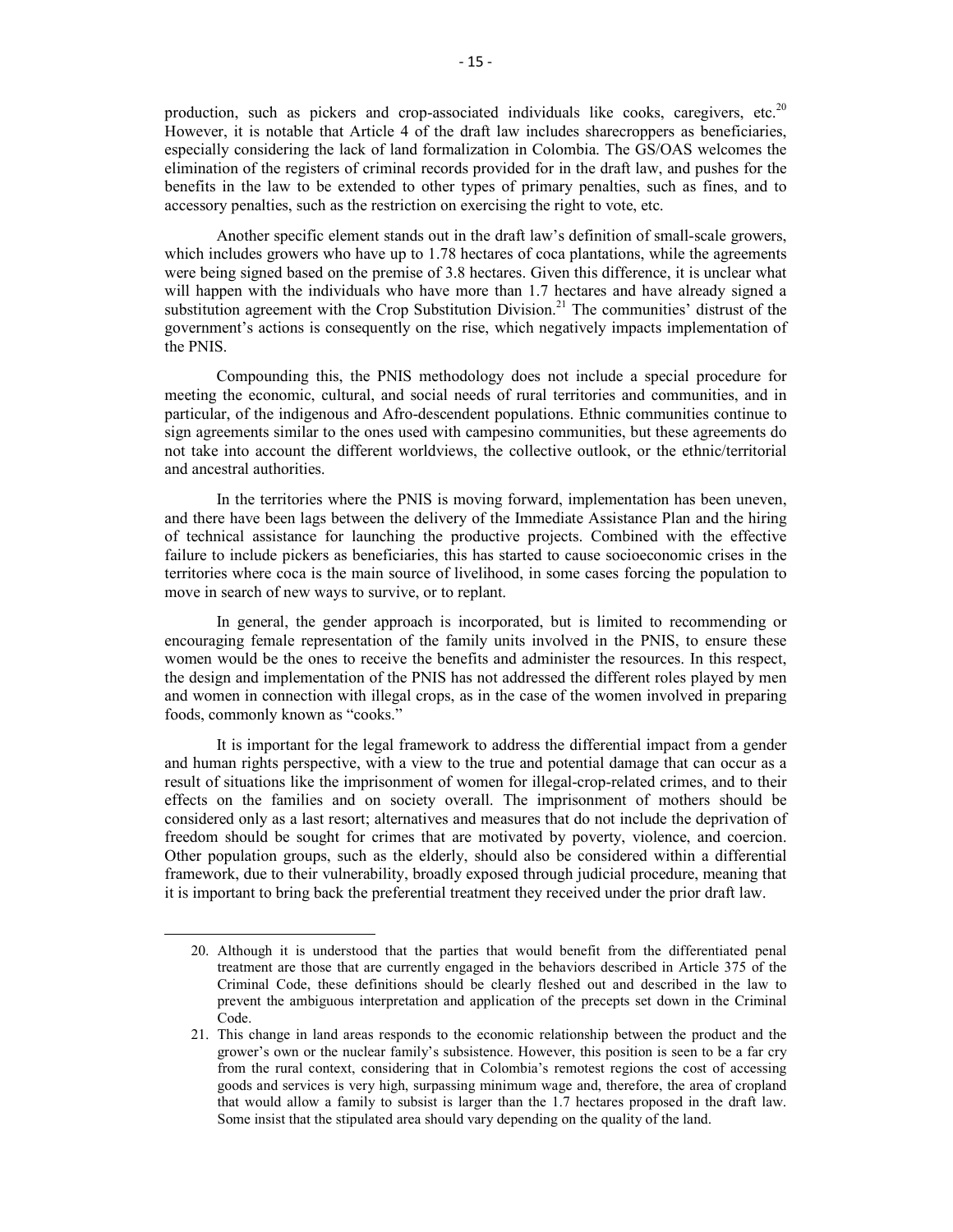production, such as pickers and crop-associated individuals like cooks, caregivers, etc.[20] However, it is notable that Article 4 of the draft law includes sharecroppers as beneficiaries, especially considering the lack of land formalization in Colombia. The GS/OAS welcomes the elimination of the registers of criminal records provided for in the draft law, and pushes for the benefits in the law to be extended to other types of primary penalties, such as fines, and to accessory penalties, such as the restriction on exercising the right to vote, etc.

Another specific element stands out in the draft law's definition of small-scale growers, which includes growers who have up to 1.78 hectares of coca plantations, while the agreements were being signed based on the premise of 3.8 hectares. Given this difference, it is unclear what will happen with the individuals who have more than 1.7 hectares and have already signed a substitution agreement with the Crop Substitution Division.[21] The communities' distrust of the government's actions is consequently on the rise, which negatively impacts implementation of the PNIS.

Compounding this, the PNIS methodology does not include a special procedure for meeting the economic, cultural, and social needs of rural territories and communities, and in particular, of the indigenous and Afro-descendent populations. Ethnic communities continue to sign agreements similar to the ones used with campesino communities, but these agreements do not take into account the different worldviews, the collective outlook, or the ethnic/territorial and ancestral authorities.

In the territories where the PNIS is moving forward, implementation has been uneven, and there have been lags between the delivery of the Immediate Assistance Plan and the hiring of technical assistance for launching the productive projects. Combined with the effective failure to include pickers as beneficiaries, this has started to cause socioeconomic crises in the territories where coca is the main source of livelihood, in some cases forcing the population to move in search of new ways to survive, or to replant.

In general, the gender approach is incorporated, but is limited to recommending or encouraging female representation of the family units involved in the PNIS, to ensure these women would be the ones to receive the benefits and administer the resources. In this respect, the design and implementation of the PNIS has not addressed the different roles played by men and women in connection with illegal crops, as in the case of the women involved in preparing foods, commonly known as "cooks."

It is important for the legal framework to address the differential impact from a gender and human rights perspective, with a view to the true and potential damage that can occur as a result of situations like the imprisonment of women for illegal-crop-related crimes, and to their effects on the families and on society overall. The imprisonment of mothers should be considered only as a last resort; alternatives and measures that do not include the deprivation of freedom should be sought for crimes that are motivated by poverty, violence, and coercion. Other population groups, such as the elderly, should also be considered within a differential framework, due to their vulnerability, broadly exposed through judicial procedure, meaning that it is important to bring back the preferential treatment they received under the prior draft law.

---

20. Although it is understood that the parties that would benefit from the differentiated penal treatment are those that are currently engaged in the behaviors described in Article 375 of the Criminal Code, these definitions should be clearly fleshed out and described in the law to prevent the ambiguous interpretation and application of the precepts set down in the Criminal Code.
21. This change in land areas responds to the economic relationship between the product and the grower's own or the nuclear family's subsistence. However, this position is seen to be a far cry from the rural context, considering that in Colombia's remotest regions the cost of accessing goods and services is very high, surpassing minimum wage and, therefore, the area of cropland that would allow a family to subsist is larger than the 1.7 hectares proposed in the draft law. Some insist that the stipulated area should vary depending on the quality of the land.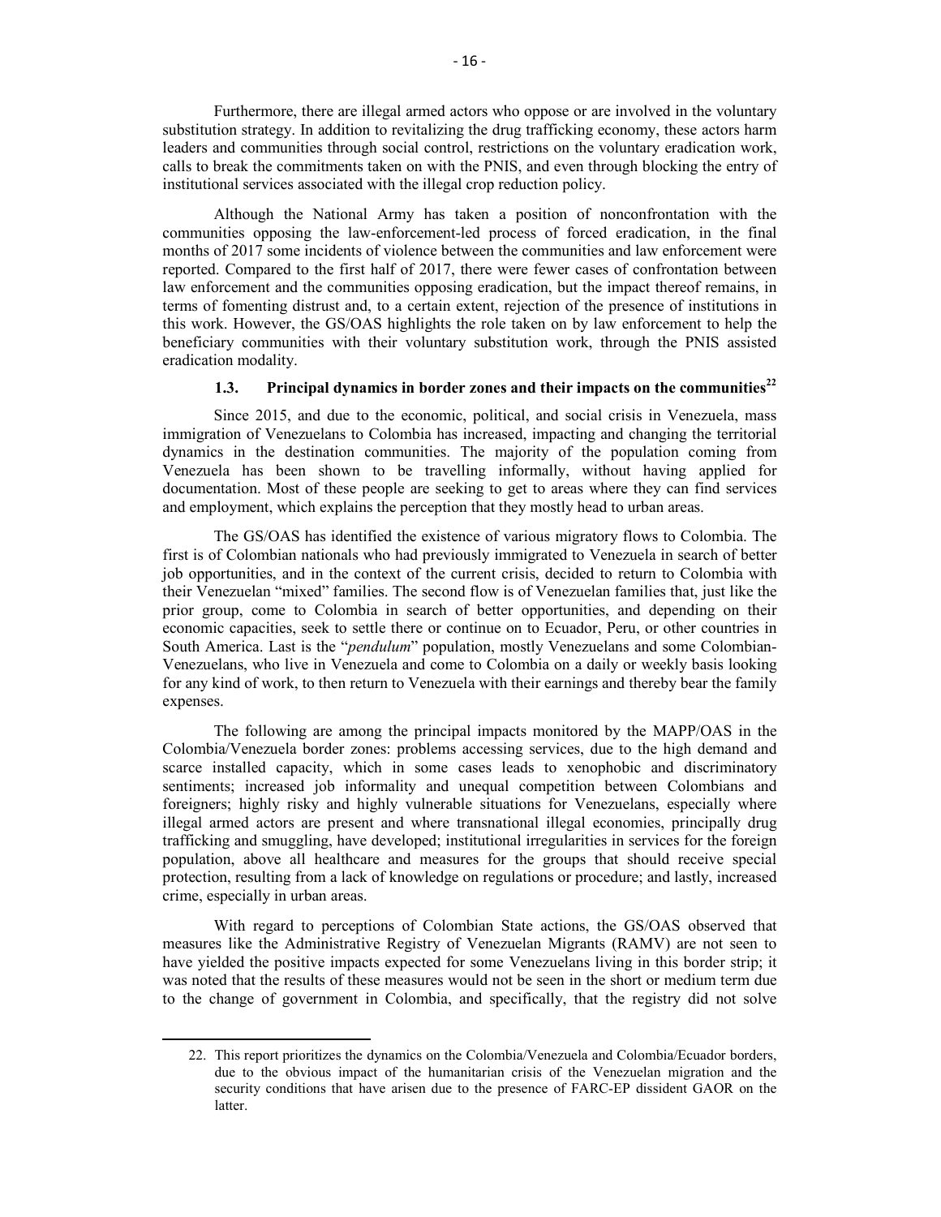Furthermore, there are illegal armed actors who oppose or are involved in the voluntary substitution strategy. In addition to revitalizing the drug trafficking economy, these actors harm leaders and communities through social control, restrictions on the voluntary eradication work, calls to break the commitments taken on with the PNIS, and even through blocking the entry of institutional services associated with the illegal crop reduction policy.

Although the National Army has taken a position of nonconfrontation with the communities opposing the law-enforcement-led process of forced eradication, in the final months of 2017 some incidents of violence between the communities and law enforcement were reported. Compared to the first half of 2017, there were fewer cases of confrontation between law enforcement and the communities opposing eradication, but the impact thereof remains, in terms of fomenting distrust and, to a certain extent, rejection of the presence of institutions in this work. However, the GS/OAS highlights the role taken on by law enforcement to help the beneficiary communities with their voluntary substitution work, through the PNIS assisted eradication modality.

### 1.3. Principal dynamics in border zones and their impacts on the communities[22]

Since 2015, and due to the economic, political, and social crisis in Venezuela, mass immigration of Venezuelans to Colombia has increased, impacting and changing the territorial dynamics in the destination communities. The majority of the population coming from Venezuela has been shown to be travelling informally, without having applied for documentation. Most of these people are seeking to get to areas where they can find services and employment, which explains the perception that they mostly head to urban areas.

The GS/OAS has identified the existence of various migratory flows to Colombia. The first is of Colombian nationals who had previously immigrated to Venezuela in search of better job opportunities, and in the context of the current crisis, decided to return to Colombia with their Venezuelan "mixed" families. The second flow is of Venezuelan families that, just like the prior group, come to Colombia in search of better opportunities, and depending on their economic capacities, seek to settle there or continue on to Ecuador, Peru, or other countries in South America. Last is the "*pendulum*" population, mostly Venezuelans and some Colombian-Venezuelans, who live in Venezuela and come to Colombia on a daily or weekly basis looking for any kind of work, to then return to Venezuela with their earnings and thereby bear the family expenses.

The following are among the principal impacts monitored by the MAPP/OAS in the Colombia/Venezuela border zones: problems accessing services, due to the high demand and scarce installed capacity, which in some cases leads to xenophobic and discriminatory sentiments; increased job informality and unequal competition between Colombians and foreigners; highly risky and highly vulnerable situations for Venezuelans, especially where illegal armed actors are present and where transnational illegal economies, principally drug trafficking and smuggling, have developed; institutional irregularities in services for the foreign population, above all healthcare and measures for the groups that should receive special protection, resulting from a lack of knowledge on regulations or procedure; and lastly, increased crime, especially in urban areas.

With regard to perceptions of Colombian State actions, the GS/OAS observed that measures like the Administrative Registry of Venezuelan Migrants (RAMV) are not seen to have yielded the positive impacts expected for some Venezuelans living in this border strip; it was noted that the results of these measures would not be seen in the short or medium term due to the change of government in Colombia, and specifically, that the registry did not solve

---

22. This report prioritizes the dynamics on the Colombia/Venezuela and Colombia/Ecuador borders, due to the obvious impact of the humanitarian crisis of the Venezuelan migration and the security conditions that have arisen due to the presence of FARC-EP dissident GAOR on the latter.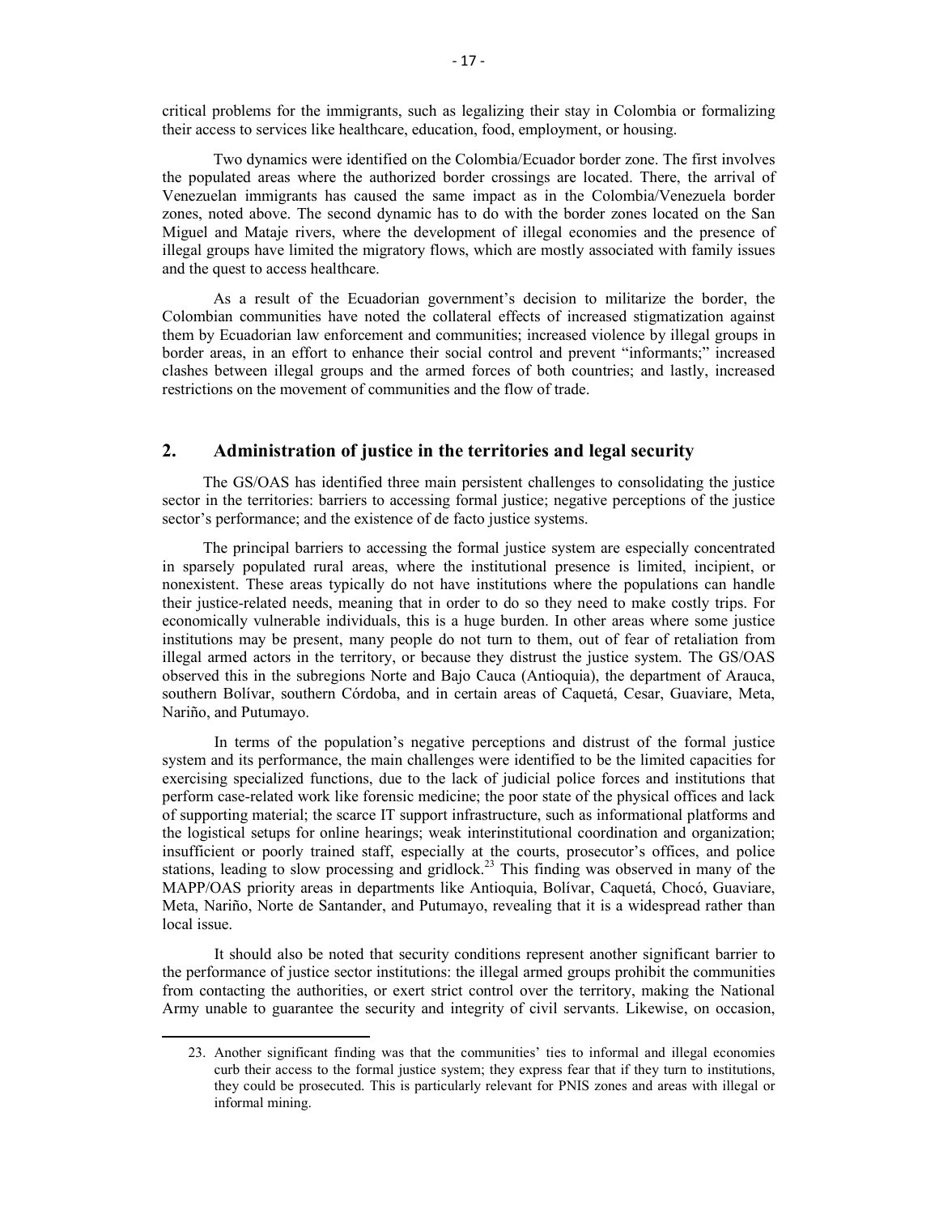critical problems for the immigrants, such as legalizing their stay in Colombia or formalizing their access to services like healthcare, education, food, employment, or housing.

Two dynamics were identified on the Colombia/Ecuador border zone. The first involves the populated areas where the authorized border crossings are located. There, the arrival of Venezuelan immigrants has caused the same impact as in the Colombia/Venezuela border zones, noted above. The second dynamic has to do with the border zones located on the San Miguel and Mataje rivers, where the development of illegal economies and the presence of illegal groups have limited the migratory flows, which are mostly associated with family issues and the quest to access healthcare.

As a result of the Ecuadorian government's decision to militarize the border, the Colombian communities have noted the collateral effects of increased stigmatization against them by Ecuadorian law enforcement and communities; increased violence by illegal groups in border areas, in an effort to enhance their social control and prevent "informants;" increased clashes between illegal groups and the armed forces of both countries; and lastly, increased restrictions on the movement of communities and the flow of trade.

## 2. Administration of justice in the territories and legal security

The GS/OAS has identified three main persistent challenges to consolidating the justice sector in the territories: barriers to accessing formal justice; negative perceptions of the justice sector's performance; and the existence of de facto justice systems.

The principal barriers to accessing the formal justice system are especially concentrated in sparsely populated rural areas, where the institutional presence is limited, incipient, or nonexistent. These areas typically do not have institutions where the populations can handle their justice-related needs, meaning that in order to do so they need to make costly trips. For economically vulnerable individuals, this is a huge burden. In other areas where some justice institutions may be present, many people do not turn to them, out of fear of retaliation from illegal armed actors in the territory, or because they distrust the justice system. The GS/OAS observed this in the subregions Norte and Bajo Cauca (Antioquia), the department of Arauca, southern Bolívar, southern Córdoba, and in certain areas of Caquetá, Cesar, Guaviare, Meta, Nariño, and Putumayo.

In terms of the population's negative perceptions and distrust of the formal justice system and its performance, the main challenges were identified to be the limited capacities for exercising specialized functions, due to the lack of judicial police forces and institutions that perform case-related work like forensic medicine; the poor state of the physical offices and lack of supporting material; the scarce IT support infrastructure, such as informational platforms and the logistical setups for online hearings; weak interinstitutional coordination and organization; insufficient or poorly trained staff, especially at the courts, prosecutor's offices, and police stations, leading to slow processing and gridlock.[23] This finding was observed in many of the MAPP/OAS priority areas in departments like Antioquia, Bolívar, Caquetá, Chocó, Guaviare, Meta, Nariño, Norte de Santander, and Putumayo, revealing that it is a widespread rather than local issue.

It should also be noted that security conditions represent another significant barrier to the performance of justice sector institutions: the illegal armed groups prohibit the communities from contacting the authorities, or exert strict control over the territory, making the National Army unable to guarantee the security and integrity of civil servants. Likewise, on occasion,

23. Another significant finding was that the communities' ties to informal and illegal economies curb their access to the formal justice system; they express fear that if they turn to institutions, they could be prosecuted. This is particularly relevant for PNIS zones and areas with illegal or informal mining.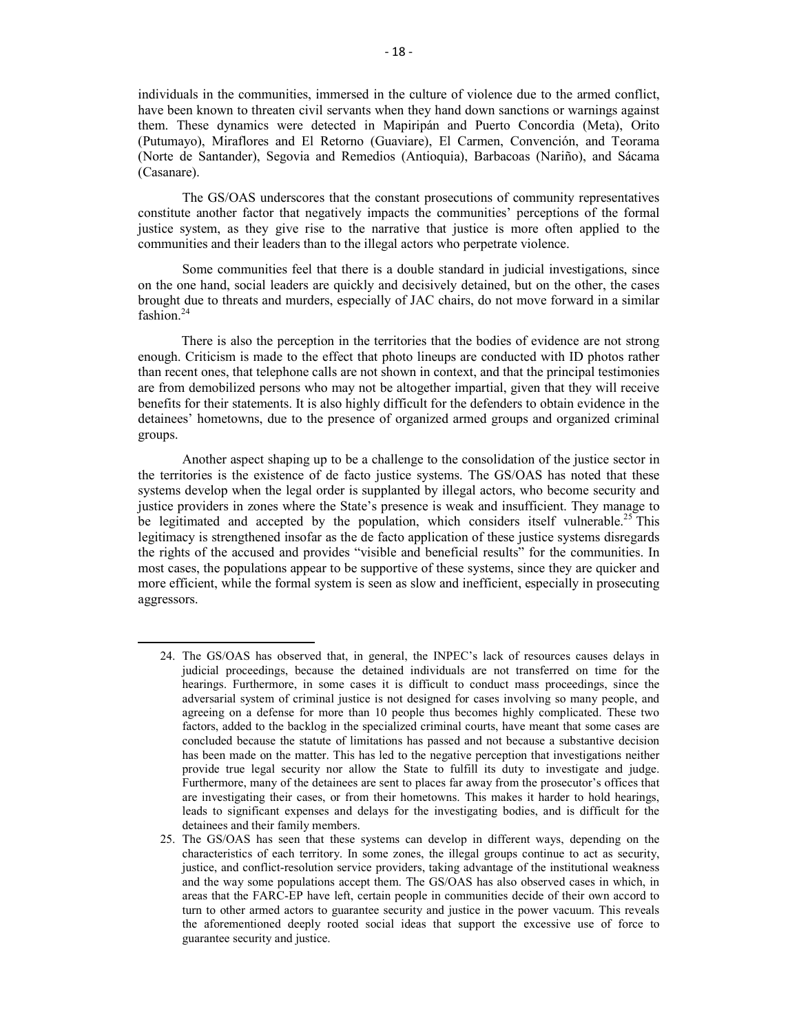individuals in the communities, immersed in the culture of violence due to the armed conflict, have been known to threaten civil servants when they hand down sanctions or warnings against them. These dynamics were detected in Mapiripán and Puerto Concordia (Meta), Orito (Putumayo), Miraflores and El Retorno (Guaviare), El Carmen, Convención, and Teorama (Norte de Santander), Segovia and Remedios (Antioquia), Barbacoas (Nariño), and Sácama (Casanare).

The GS/OAS underscores that the constant prosecutions of community representatives constitute another factor that negatively impacts the communities' perceptions of the formal justice system, as they give rise to the narrative that justice is more often applied to the communities and their leaders than to the illegal actors who perpetrate violence.

Some communities feel that there is a double standard in judicial investigations, since on the one hand, social leaders are quickly and decisively detained, but on the other, the cases brought due to threats and murders, especially of JAC chairs, do not move forward in a similar fashion.[24]

There is also the perception in the territories that the bodies of evidence are not strong enough. Criticism is made to the effect that photo lineups are conducted with ID photos rather than recent ones, that telephone calls are not shown in context, and that the principal testimonies are from demobilized persons who may not be altogether impartial, given that they will receive benefits for their statements. It is also highly difficult for the defenders to obtain evidence in the detainees' hometowns, due to the presence of organized armed groups and organized criminal groups.

Another aspect shaping up to be a challenge to the consolidation of the justice sector in the territories is the existence of de facto justice systems. The GS/OAS has noted that these systems develop when the legal order is supplanted by illegal actors, who become security and justice providers in zones where the State's presence is weak and insufficient. They manage to be legitimated and accepted by the population, which considers itself vulnerable.[25] This legitimacy is strengthened insofar as the de facto application of these justice systems disregards the rights of the accused and provides "visible and beneficial results" for the communities. In most cases, the populations appear to be supportive of these systems, since they are quicker and more efficient, while the formal system is seen as slow and inefficient, especially in prosecuting aggressors.

---

24. The GS/OAS has observed that, in general, the INPEC's lack of resources causes delays in judicial proceedings, because the detained individuals are not transferred on time for the hearings. Furthermore, in some cases it is difficult to conduct mass proceedings, since the adversarial system of criminal justice is not designed for cases involving so many people, and agreeing on a defense for more than 10 people thus becomes highly complicated. These two factors, added to the backlog in the specialized criminal courts, have meant that some cases are concluded because the statute of limitations has passed and not because a substantive decision has been made on the matter. This has led to the negative perception that investigations neither provide true legal security nor allow the State to fulfill its duty to investigate and judge. Furthermore, many of the detainees are sent to places far away from the prosecutor's offices that are investigating their cases, or from their hometowns. This makes it harder to hold hearings, leads to significant expenses and delays for the investigating bodies, and is difficult for the detainees and their family members.

25. The GS/OAS has seen that these systems can develop in different ways, depending on the characteristics of each territory. In some zones, the illegal groups continue to act as security, justice, and conflict-resolution service providers, taking advantage of the institutional weakness and the way some populations accept them. The GS/OAS has also observed cases in which, in areas that the FARC-EP have left, certain people in communities decide of their own accord to turn to other armed actors to guarantee security and justice in the power vacuum. This reveals the aforementioned deeply rooted social ideas that support the excessive use of force to guarantee security and justice.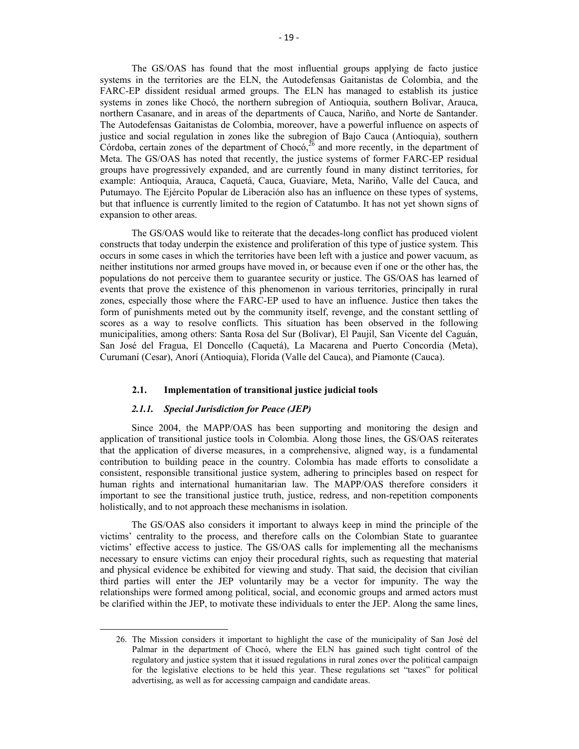The GS/OAS has found that the most influential groups applying de facto justice systems in the territories are the ELN, the Autodefensas Gaitanistas de Colombia, and the FARC-EP dissident residual armed groups. The ELN has managed to establish its justice systems in zones like Chocó, the northern subregion of Antioquia, southern Bolívar, Arauca, northern Casanare, and in areas of the departments of Cauca, Nariño, and Norte de Santander. The Autodefensas Gaitanistas de Colombia, moreover, have a powerful influence on aspects of justice and social regulation in zones like the subregion of Bajo Cauca (Antioquia), southern Córdoba, certain zones of the department of Chocó,[26] and more recently, in the department of Meta. The GS/OAS has noted that recently, the justice systems of former FARC-EP residual groups have progressively expanded, and are currently found in many distinct territories, for example: Antioquia, Arauca, Caquetá, Cauca, Guaviare, Meta, Nariño, Valle del Cauca, and Putumayo. The Ejército Popular de Liberación also has an influence on these types of systems, but that influence is currently limited to the region of Catatumbo. It has not yet shown signs of expansion to other areas.

The GS/OAS would like to reiterate that the decades-long conflict has produced violent constructs that today underpin the existence and proliferation of this type of justice system. This occurs in some cases in which the territories have been left with a justice and power vacuum, as neither institutions nor armed groups have moved in, or because even if one or the other has, the populations do not perceive them to guarantee security or justice. The GS/OAS has learned of events that prove the existence of this phenomenon in various territories, principally in rural zones, especially those where the FARC-EP used to have an influence. Justice then takes the form of punishments meted out by the community itself, revenge, and the constant settling of scores as a way to resolve conflicts. This situation has been observed in the following municipalities, among others: Santa Rosa del Sur (Bolívar), El Paujil, San Vicente del Caguán, San José del Fragua, El Doncello (Caquetá), La Macarena and Puerto Concordia (Meta), Curumaní (Cesar), Anorí (Antioquia), Florida (Valle del Cauca), and Piamonte (Cauca).

### 2.1. Implementation of transitional justice judicial tools

#### *2.1.1. Special Jurisdiction for Peace (JEP)*

Since 2004, the MAPP/OAS has been supporting and monitoring the design and application of transitional justice tools in Colombia. Along those lines, the GS/OAS reiterates that the application of diverse measures, in a comprehensive, aligned way, is a fundamental contribution to building peace in the country. Colombia has made efforts to consolidate a consistent, responsible transitional justice system, adhering to principles based on respect for human rights and international humanitarian law. The MAPP/OAS therefore considers it important to see the transitional justice truth, justice, redress, and non-repetition components holistically, and to not approach these mechanisms in isolation.

The GS/OAS also considers it important to always keep in mind the principle of the victims' centrality to the process, and therefore calls on the Colombian State to guarantee victims' effective access to justice. The GS/OAS calls for implementing all the mechanisms necessary to ensure victims can enjoy their procedural rights, such as requesting that material and physical evidence be exhibited for viewing and study. That said, the decision that civilian third parties will enter the JEP voluntarily may be a vector for impunity. The way the relationships were formed among political, social, and economic groups and armed actors must be clarified within the JEP, to motivate these individuals to enter the JEP. Along the same lines,

---

26. The Mission considers it important to highlight the case of the municipality of San José del Palmar in the department of Chocó, where the ELN has gained such tight control of the regulatory and justice system that it issued regulations in rural zones over the political campaign for the legislative elections to be held this year. These regulations set "taxes" for political advertising, as well as for accessing campaign and candidate areas.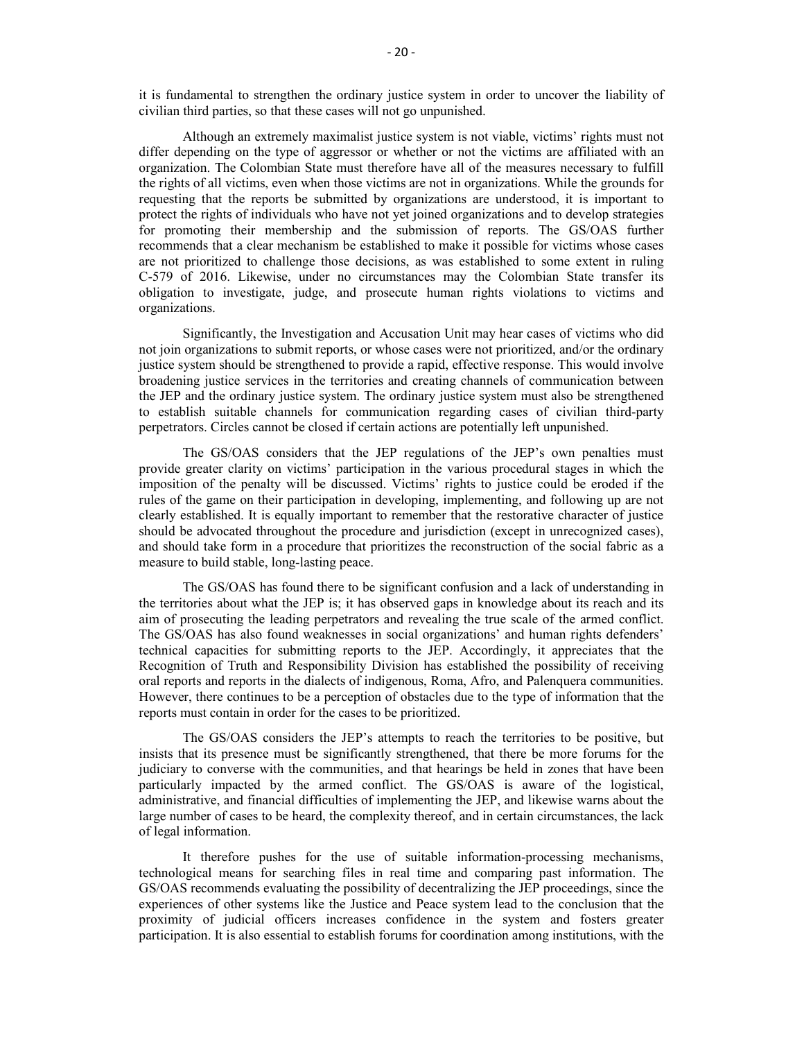it is fundamental to strengthen the ordinary justice system in order to uncover the liability of civilian third parties, so that these cases will not go unpunished.

Although an extremely maximalist justice system is not viable, victims' rights must not differ depending on the type of aggressor or whether or not the victims are affiliated with an organization. The Colombian State must therefore have all of the measures necessary to fulfill the rights of all victims, even when those victims are not in organizations. While the grounds for requesting that the reports be submitted by organizations are understood, it is important to protect the rights of individuals who have not yet joined organizations and to develop strategies for promoting their membership and the submission of reports. The GS/OAS further recommends that a clear mechanism be established to make it possible for victims whose cases are not prioritized to challenge those decisions, as was established to some extent in ruling C-579 of 2016. Likewise, under no circumstances may the Colombian State transfer its obligation to investigate, judge, and prosecute human rights violations to victims and organizations.

Significantly, the Investigation and Accusation Unit may hear cases of victims who did not join organizations to submit reports, or whose cases were not prioritized, and/or the ordinary justice system should be strengthened to provide a rapid, effective response. This would involve broadening justice services in the territories and creating channels of communication between the JEP and the ordinary justice system. The ordinary justice system must also be strengthened to establish suitable channels for communication regarding cases of civilian third-party perpetrators. Circles cannot be closed if certain actions are potentially left unpunished.

The GS/OAS considers that the JEP regulations of the JEP's own penalties must provide greater clarity on victims' participation in the various procedural stages in which the imposition of the penalty will be discussed. Victims' rights to justice could be eroded if the rules of the game on their participation in developing, implementing, and following up are not clearly established. It is equally important to remember that the restorative character of justice should be advocated throughout the procedure and jurisdiction (except in unrecognized cases), and should take form in a procedure that prioritizes the reconstruction of the social fabric as a measure to build stable, long-lasting peace.

The GS/OAS has found there to be significant confusion and a lack of understanding in the territories about what the JEP is; it has observed gaps in knowledge about its reach and its aim of prosecuting the leading perpetrators and revealing the true scale of the armed conflict. The GS/OAS has also found weaknesses in social organizations' and human rights defenders' technical capacities for submitting reports to the JEP. Accordingly, it appreciates that the Recognition of Truth and Responsibility Division has established the possibility of receiving oral reports and reports in the dialects of indigenous, Roma, Afro, and Palenquera communities. However, there continues to be a perception of obstacles due to the type of information that the reports must contain in order for the cases to be prioritized.

The GS/OAS considers the JEP's attempts to reach the territories to be positive, but insists that its presence must be significantly strengthened, that there be more forums for the judiciary to converse with the communities, and that hearings be held in zones that have been particularly impacted by the armed conflict. The GS/OAS is aware of the logistical, administrative, and financial difficulties of implementing the JEP, and likewise warns about the large number of cases to be heard, the complexity thereof, and in certain circumstances, the lack of legal information.

It therefore pushes for the use of suitable information-processing mechanisms, technological means for searching files in real time and comparing past information. The GS/OAS recommends evaluating the possibility of decentralizing the JEP proceedings, since the experiences of other systems like the Justice and Peace system lead to the conclusion that the proximity of judicial officers increases confidence in the system and fosters greater participation. It is also essential to establish forums for coordination among institutions, with the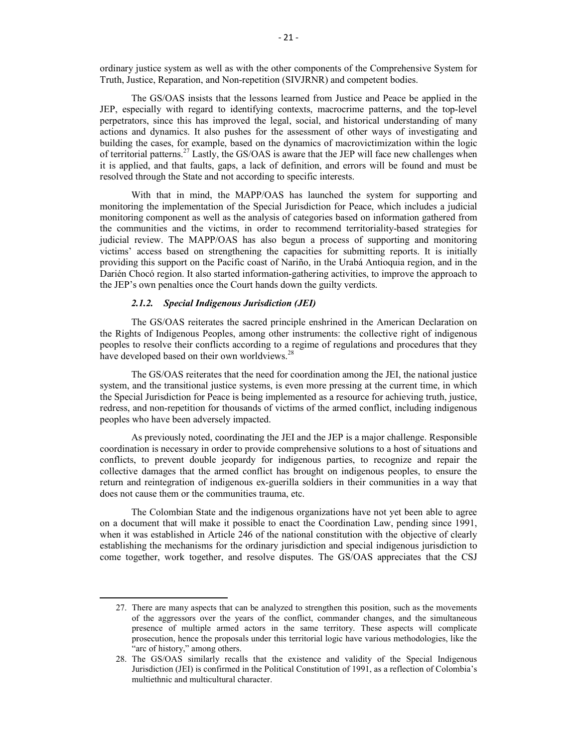ordinary justice system as well as with the other components of the Comprehensive System for Truth, Justice, Reparation, and Non-repetition (SIVJRNR) and competent bodies.

The GS/OAS insists that the lessons learned from Justice and Peace be applied in the JEP, especially with regard to identifying contexts, macrocrime patterns, and the top-level perpetrators, since this has improved the legal, social, and historical understanding of many actions and dynamics. It also pushes for the assessment of other ways of investigating and building the cases, for example, based on the dynamics of macrovictimization within the logic of territorial patterns.[27] Lastly, the GS/OAS is aware that the JEP will face new challenges when it is applied, and that faults, gaps, a lack of definition, and errors will be found and must be resolved through the State and not according to specific interests.

With that in mind, the MAPP/OAS has launched the system for supporting and monitoring the implementation of the Special Jurisdiction for Peace, which includes a judicial monitoring component as well as the analysis of categories based on information gathered from the communities and the victims, in order to recommend territoriality-based strategies for judicial review. The MAPP/OAS has also begun a process of supporting and monitoring victims' access based on strengthening the capacities for submitting reports. It is initially providing this support on the Pacific coast of Nariño, in the Urabá Antioquia region, and in the Darién Chocó region. It also started information-gathering activities, to improve the approach to the JEP's own penalties once the Court hands down the guilty verdicts.

#### *2.1.2. Special Indigenous Jurisdiction (JEI)*

The GS/OAS reiterates the sacred principle enshrined in the American Declaration on the Rights of Indigenous Peoples, among other instruments: the collective right of indigenous peoples to resolve their conflicts according to a regime of regulations and procedures that they have developed based on their own worldviews.[28]

The GS/OAS reiterates that the need for coordination among the JEI, the national justice system, and the transitional justice systems, is even more pressing at the current time, in which the Special Jurisdiction for Peace is being implemented as a resource for achieving truth, justice, redress, and non-repetition for thousands of victims of the armed conflict, including indigenous peoples who have been adversely impacted.

As previously noted, coordinating the JEI and the JEP is a major challenge. Responsible coordination is necessary in order to provide comprehensive solutions to a host of situations and conflicts, to prevent double jeopardy for indigenous parties, to recognize and repair the collective damages that the armed conflict has brought on indigenous peoples, to ensure the return and reintegration of indigenous ex-guerilla soldiers in their communities in a way that does not cause them or the communities trauma, etc.

The Colombian State and the indigenous organizations have not yet been able to agree on a document that will make it possible to enact the Coordination Law, pending since 1991, when it was established in Article 246 of the national constitution with the objective of clearly establishing the mechanisms for the ordinary jurisdiction and special indigenous jurisdiction to come together, work together, and resolve disputes. The GS/OAS appreciates that the CSJ

---

27. There are many aspects that can be analyzed to strengthen this position, such as the movements of the aggressors over the years of the conflict, commander changes, and the simultaneous presence of multiple armed actors in the same territory. These aspects will complicate prosecution, hence the proposals under this territorial logic have various methodologies, like the "arc of history," among others.

28. The GS/OAS similarly recalls that the existence and validity of the Special Indigenous Jurisdiction (JEI) is confirmed in the Political Constitution of 1991, as a reflection of Colombia's multiethnic and multicultural character.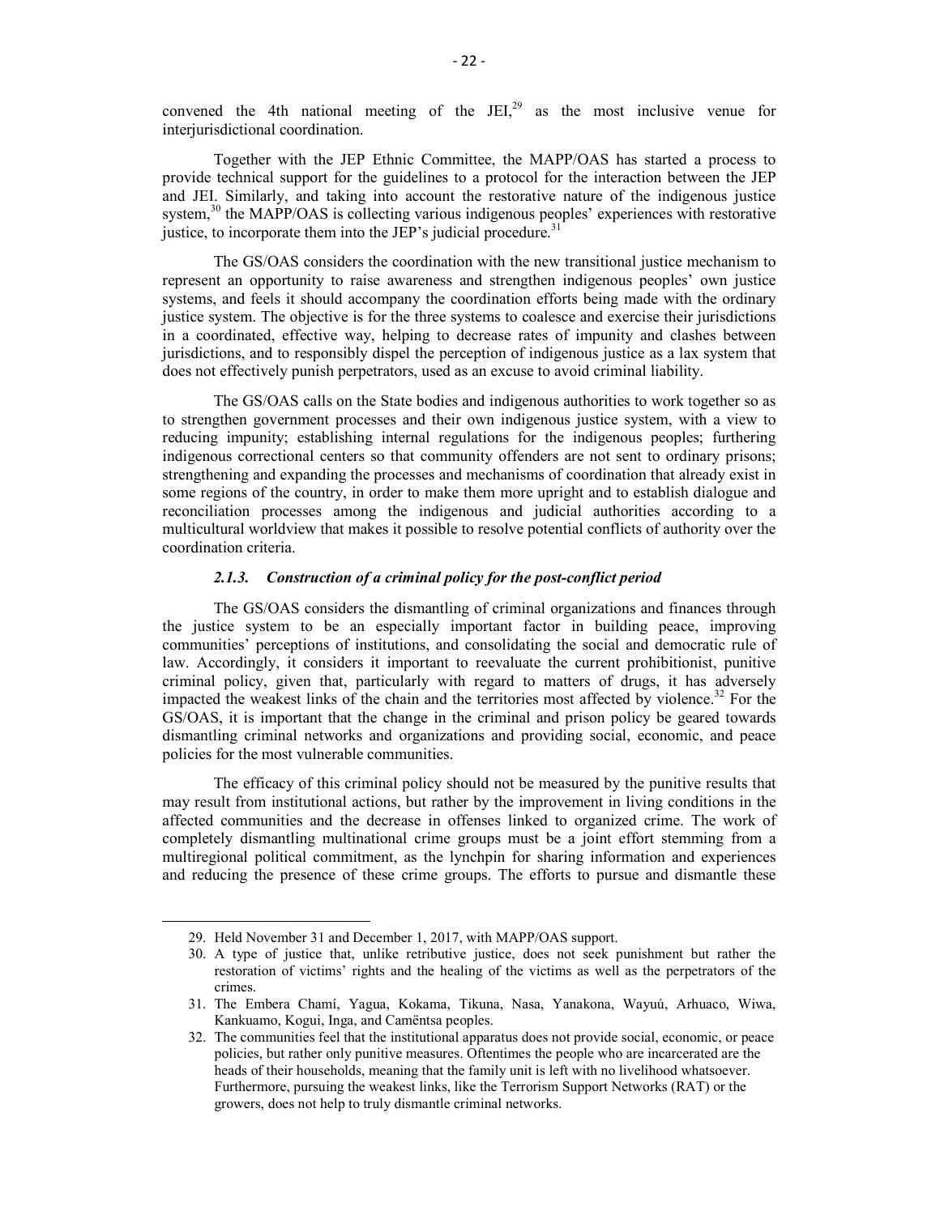convened the 4th national meeting of the JEI,[29] as the most inclusive venue for interjurisdictional coordination.

Together with the JEP Ethnic Committee, the MAPP/OAS has started a process to provide technical support for the guidelines to a protocol for the interaction between the JEP and JEI. Similarly, and taking into account the restorative nature of the indigenous justice system,[30] the MAPP/OAS is collecting various indigenous peoples' experiences with restorative justice, to incorporate them into the JEP's judicial procedure.[31]

The GS/OAS considers the coordination with the new transitional justice mechanism to represent an opportunity to raise awareness and strengthen indigenous peoples' own justice systems, and feels it should accompany the coordination efforts being made with the ordinary justice system. The objective is for the three systems to coalesce and exercise their jurisdictions in a coordinated, effective way, helping to decrease rates of impunity and clashes between jurisdictions, and to responsibly dispel the perception of indigenous justice as a lax system that does not effectively punish perpetrators, used as an excuse to avoid criminal liability.

The GS/OAS calls on the State bodies and indigenous authorities to work together so as to strengthen government processes and their own indigenous justice system, with a view to reducing impunity; establishing internal regulations for the indigenous peoples; furthering indigenous correctional centers so that community offenders are not sent to ordinary prisons; strengthening and expanding the processes and mechanisms of coordination that already exist in some regions of the country, in order to make them more upright and to establish dialogue and reconciliation processes among the indigenous and judicial authorities according to a multicultural worldview that makes it possible to resolve potential conflicts of authority over the coordination criteria.

#### *2.1.3. Construction of a criminal policy for the post-conflict period*

The GS/OAS considers the dismantling of criminal organizations and finances through the justice system to be an especially important factor in building peace, improving communities' perceptions of institutions, and consolidating the social and democratic rule of law. Accordingly, it considers it important to reevaluate the current prohibitionist, punitive criminal policy, given that, particularly with regard to matters of drugs, it has adversely impacted the weakest links of the chain and the territories most affected by violence.[32] For the GS/OAS, it is important that the change in the criminal and prison policy be geared towards dismantling criminal networks and organizations and providing social, economic, and peace policies for the most vulnerable communities.

The efficacy of this criminal policy should not be measured by the punitive results that may result from institutional actions, but rather by the improvement in living conditions in the affected communities and the decrease in offenses linked to organized crime. The work of completely dismantling multinational crime groups must be a joint effort stemming from a multiregional political commitment, as the lynchpin for sharing information and experiences and reducing the presence of these crime groups. The efforts to pursue and dismantle these

---

29. Held November 31 and December 1, 2017, with MAPP/OAS support.
30. A type of justice that, unlike retributive justice, does not seek punishment but rather the restoration of victims' rights and the healing of the victims as well as the perpetrators of the crimes.
31. The Embera Chamí, Yagua, Kokama, Tikuna, Nasa, Yanakona, Wayuú, Arhuaco, Wiwa, Kankuamo, Kogui, Inga, and Camëntsa peoples.
32. The communities feel that the institutional apparatus does not provide social, economic, or peace policies, but rather only punitive measures. Oftentimes the people who are incarcerated are the heads of their households, meaning that the family unit is left with no livelihood whatsoever. Furthermore, pursuing the weakest links, like the Terrorism Support Networks (RAT) or the growers, does not help to truly dismantle criminal networks.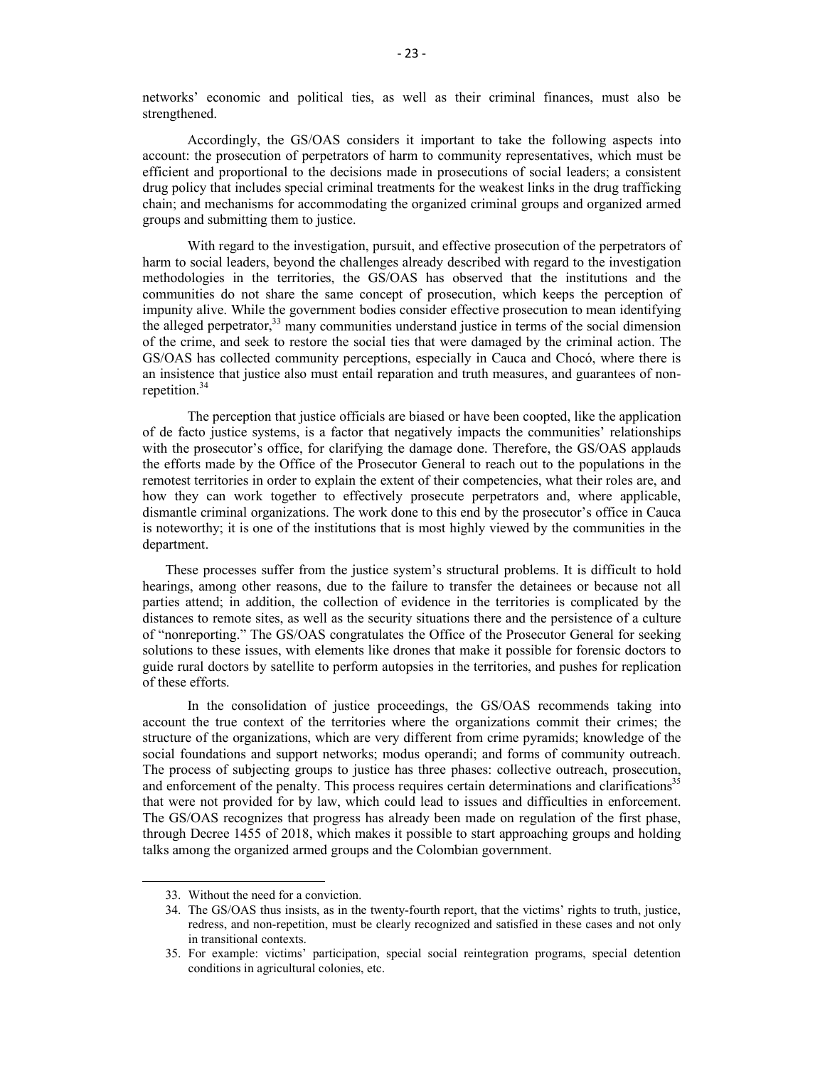networks' economic and political ties, as well as their criminal finances, must also be strengthened.

Accordingly, the GS/OAS considers it important to take the following aspects into account: the prosecution of perpetrators of harm to community representatives, which must be efficient and proportional to the decisions made in prosecutions of social leaders; a consistent drug policy that includes special criminal treatments for the weakest links in the drug trafficking chain; and mechanisms for accommodating the organized criminal groups and organized armed groups and submitting them to justice.

With regard to the investigation, pursuit, and effective prosecution of the perpetrators of harm to social leaders, beyond the challenges already described with regard to the investigation methodologies in the territories, the GS/OAS has observed that the institutions and the communities do not share the same concept of prosecution, which keeps the perception of impunity alive. While the government bodies consider effective prosecution to mean identifying the alleged perpetrator,[33] many communities understand justice in terms of the social dimension of the crime, and seek to restore the social ties that were damaged by the criminal action. The GS/OAS has collected community perceptions, especially in Cauca and Chocó, where there is an insistence that justice also must entail reparation and truth measures, and guarantees of non-repetition.[34]

The perception that justice officials are biased or have been coopted, like the application of de facto justice systems, is a factor that negatively impacts the communities' relationships with the prosecutor's office, for clarifying the damage done. Therefore, the GS/OAS applauds the efforts made by the Office of the Prosecutor General to reach out to the populations in the remotest territories in order to explain the extent of their competencies, what their roles are, and how they can work together to effectively prosecute perpetrators and, where applicable, dismantle criminal organizations. The work done to this end by the prosecutor's office in Cauca is noteworthy; it is one of the institutions that is most highly viewed by the communities in the department.

These processes suffer from the justice system's structural problems. It is difficult to hold hearings, among other reasons, due to the failure to transfer the detainees or because not all parties attend; in addition, the collection of evidence in the territories is complicated by the distances to remote sites, as well as the security situations there and the persistence of a culture of "nonreporting." The GS/OAS congratulates the Office of the Prosecutor General for seeking solutions to these issues, with elements like drones that make it possible for forensic doctors to guide rural doctors by satellite to perform autopsies in the territories, and pushes for replication of these efforts.

In the consolidation of justice proceedings, the GS/OAS recommends taking into account the true context of the territories where the organizations commit their crimes; the structure of the organizations, which are very different from crime pyramids; knowledge of the social foundations and support networks; modus operandi; and forms of community outreach. The process of subjecting groups to justice has three phases: collective outreach, prosecution, and enforcement of the penalty. This process requires certain determinations and clarifications[35] that were not provided for by law, which could lead to issues and difficulties in enforcement. The GS/OAS recognizes that progress has already been made on regulation of the first phase, through Decree 1455 of 2018, which makes it possible to start approaching groups and holding talks among the organized armed groups and the Colombian government.

---

33. Without the need for a conviction.
34. The GS/OAS thus insists, as in the twenty-fourth report, that the victims' rights to truth, justice, redress, and non-repetition, must be clearly recognized and satisfied in these cases and not only in transitional contexts.
35. For example: victims' participation, special social reintegration programs, special detention conditions in agricultural colonies, etc.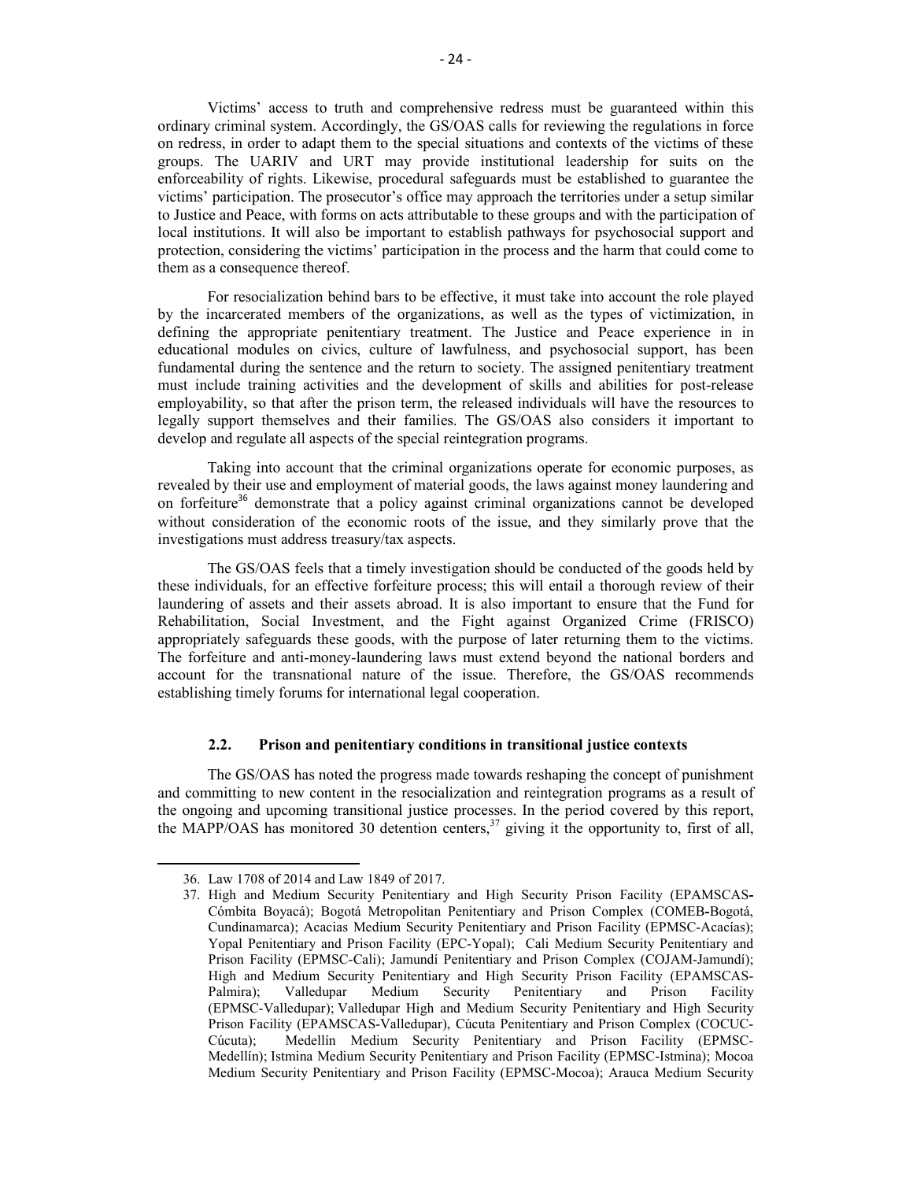Victims' access to truth and comprehensive redress must be guaranteed within this ordinary criminal system. Accordingly, the GS/OAS calls for reviewing the regulations in force on redress, in order to adapt them to the special situations and contexts of the victims of these groups. The UARIV and URT may provide institutional leadership for suits on the enforceability of rights. Likewise, procedural safeguards must be established to guarantee the victims' participation. The prosecutor's office may approach the territories under a setup similar to Justice and Peace, with forms on acts attributable to these groups and with the participation of local institutions. It will also be important to establish pathways for psychosocial support and protection, considering the victims' participation in the process and the harm that could come to them as a consequence thereof.

For resocialization behind bars to be effective, it must take into account the role played by the incarcerated members of the organizations, as well as the types of victimization, in defining the appropriate penitentiary treatment. The Justice and Peace experience in in educational modules on civics, culture of lawfulness, and psychosocial support, has been fundamental during the sentence and the return to society. The assigned penitentiary treatment must include training activities and the development of skills and abilities for post-release employability, so that after the prison term, the released individuals will have the resources to legally support themselves and their families. The GS/OAS also considers it important to develop and regulate all aspects of the special reintegration programs.

Taking into account that the criminal organizations operate for economic purposes, as revealed by their use and employment of material goods, the laws against money laundering and on forfeiture[36] demonstrate that a policy against criminal organizations cannot be developed without consideration of the economic roots of the issue, and they similarly prove that the investigations must address treasury/tax aspects.

The GS/OAS feels that a timely investigation should be conducted of the goods held by these individuals, for an effective forfeiture process; this will entail a thorough review of their laundering of assets and their assets abroad. It is also important to ensure that the Fund for Rehabilitation, Social Investment, and the Fight against Organized Crime (FRISCO) appropriately safeguards these goods, with the purpose of later returning them to the victims. The forfeiture and anti-money-laundering laws must extend beyond the national borders and account for the transnational nature of the issue. Therefore, the GS/OAS recommends establishing timely forums for international legal cooperation.

### 2.2. Prison and penitentiary conditions in transitional justice contexts

The GS/OAS has noted the progress made towards reshaping the concept of punishment and committing to new content in the resocialization and reintegration programs as a result of the ongoing and upcoming transitional justice processes. In the period covered by this report, the MAPP/OAS has monitored 30 detention centers,[37] giving it the opportunity to, first of all,

---

36. Law 1708 of 2014 and Law 1849 of 2017.

37. High and Medium Security Penitentiary and High Security Prison Facility (EPAMSCAS-Cómbita Boyacá); Bogotá Metropolitan Penitentiary and Prison Complex (COMEB-Bogotá, Cundinamarca); Acacias Medium Security Penitentiary and Prison Facility (EPMSC-Acacías); Yopal Penitentiary and Prison Facility (EPC-Yopal); Cali Medium Security Penitentiary and Prison Facility (EPMSC-Cali); Jamundí Penitentiary and Prison Complex (COJAM-Jamundí); High and Medium Security Penitentiary and High Security Prison Facility (EPAMSCAS-Palmira); Valledupar Medium Security Penitentiary and Prison Facility (EPMSC-Valledupar); Valledupar High and Medium Security Penitentiary and High Security Prison Facility (EPAMSCAS-Valledupar), Cúcuta Penitentiary and Prison Complex (COCUC-Cúcuta); Medellín Medium Security Penitentiary and Prison Facility (EPMSC-Medellín); Istmina Medium Security Penitentiary and Prison Facility (EPMSC-Istmina); Mocoa Medium Security Penitentiary and Prison Facility (EPMSC-Mocoa); Arauca Medium Security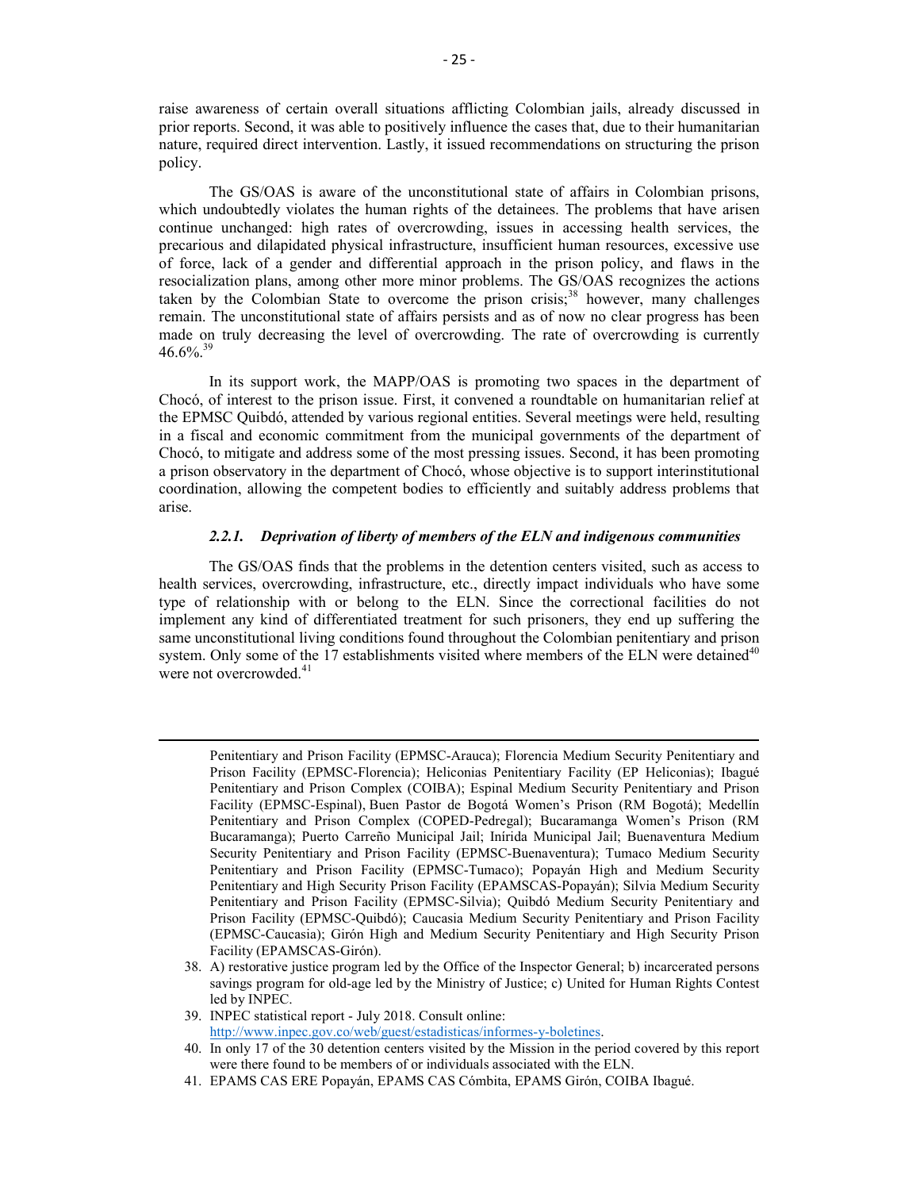raise awareness of certain overall situations afflicting Colombian jails, already discussed in prior reports. Second, it was able to positively influence the cases that, due to their humanitarian nature, required direct intervention. Lastly, it issued recommendations on structuring the prison policy.

The GS/OAS is aware of the unconstitutional state of affairs in Colombian prisons, which undoubtedly violates the human rights of the detainees. The problems that have arisen continue unchanged: high rates of overcrowding, issues in accessing health services, the precarious and dilapidated physical infrastructure, insufficient human resources, excessive use of force, lack of a gender and differential approach in the prison policy, and flaws in the resocialization plans, among other more minor problems. The GS/OAS recognizes the actions taken by the Colombian State to overcome the prison crisis;[38] however, many challenges remain. The unconstitutional state of affairs persists and as of now no clear progress has been made on truly decreasing the level of overcrowding. The rate of overcrowding is currently 46.6%.[39]

In its support work, the MAPP/OAS is promoting two spaces in the department of Chocó, of interest to the prison issue. First, it convened a roundtable on humanitarian relief at the EPMSC Quibdó, attended by various regional entities. Several meetings were held, resulting in a fiscal and economic commitment from the municipal governments of the department of Chocó, to mitigate and address some of the most pressing issues. Second, it has been promoting a prison observatory in the department of Chocó, whose objective is to support interinstitutional coordination, allowing the competent bodies to efficiently and suitably address problems that arise.

### *2.2.1. Deprivation of liberty of members of the ELN and indigenous communities*

The GS/OAS finds that the problems in the detention centers visited, such as access to health services, overcrowding, infrastructure, etc., directly impact individuals who have some type of relationship with or belong to the ELN. Since the correctional facilities do not implement any kind of differentiated treatment for such prisoners, they end up suffering the same unconstitutional living conditions found throughout the Colombian penitentiary and prison system. Only some of the 17 establishments visited where members of the ELN were detained[40] were not overcrowded.[41]

---

Penitentiary and Prison Facility (EPMSC-Arauca); Florencia Medium Security Penitentiary and Prison Facility (EPMSC-Florencia); Heliconias Penitentiary Facility (EP Heliconias); Ibagué Penitentiary and Prison Complex (COIBA); Espinal Medium Security Penitentiary and Prison Facility (EPMSC-Espinal), Buen Pastor de Bogotá Women's Prison (RM Bogotá); Medellín Penitentiary and Prison Complex (COPED-Pedregal); Bucaramanga Women's Prison (RM Bucaramanga); Puerto Carreño Municipal Jail; Inírida Municipal Jail; Buenaventura Medium Security Penitentiary and Prison Facility (EPMSC-Buenaventura); Tumaco Medium Security Penitentiary and Prison Facility (EPMSC-Tumaco); Popayán High and Medium Security Penitentiary and High Security Prison Facility (EPAMSCAS-Popayán); Silvia Medium Security Penitentiary and Prison Facility (EPMSC-Silvia); Quibdó Medium Security Penitentiary and Prison Facility (EPMSC-Quibdó); Caucasia Medium Security Penitentiary and Prison Facility (EPMSC-Caucasia); Girón High and Medium Security Penitentiary and High Security Prison Facility (EPAMSCAS-Girón).

38. A) restorative justice program led by the Office of the Inspector General; b) incarcerated persons savings program for old-age led by the Ministry of Justice; c) United for Human Rights Contest led by INPEC.
39. INPEC statistical report - July 2018. Consult online: http://www.inpec.gov.co/web/guest/estadisticas/informes-y-boletines.
40. In only 17 of the 30 detention centers visited by the Mission in the period covered by this report were there found to be members of or individuals associated with the ELN.
41. EPAMS CAS ERE Popayán, EPAMS CAS Cómbita, EPAMS Girón, COIBA Ibagué.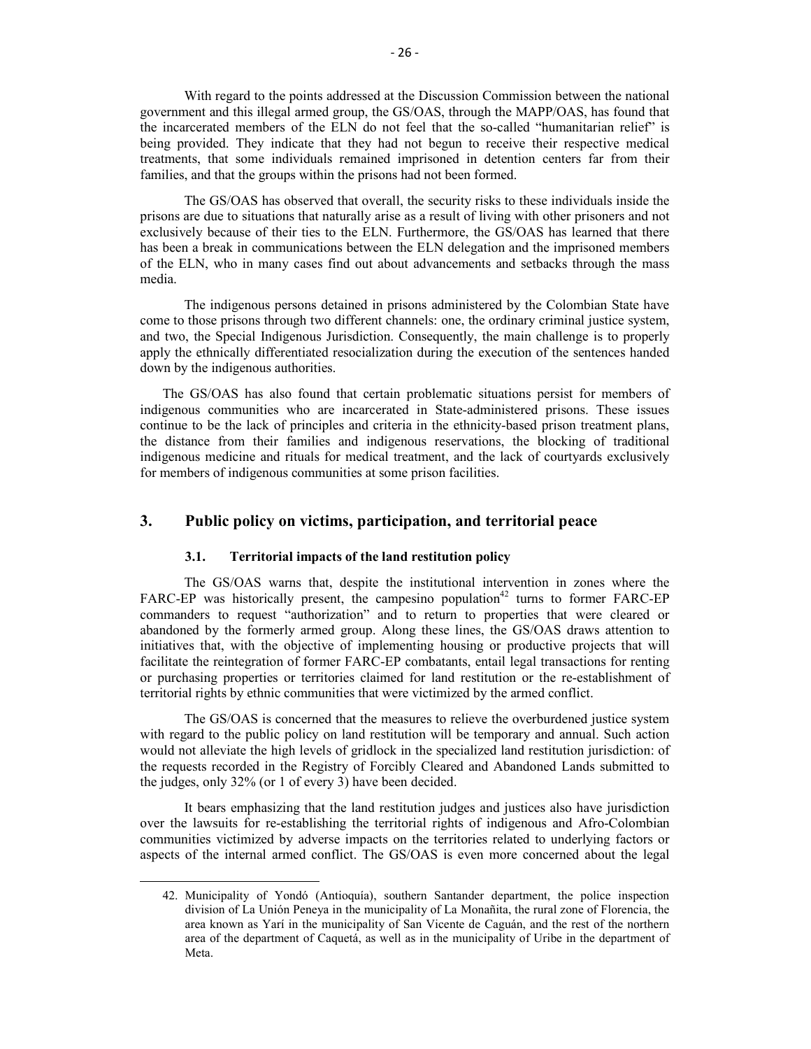With regard to the points addressed at the Discussion Commission between the national government and this illegal armed group, the GS/OAS, through the MAPP/OAS, has found that the incarcerated members of the ELN do not feel that the so-called "humanitarian relief" is being provided. They indicate that they had not begun to receive their respective medical treatments, that some individuals remained imprisoned in detention centers far from their families, and that the groups within the prisons had not been formed.

The GS/OAS has observed that overall, the security risks to these individuals inside the prisons are due to situations that naturally arise as a result of living with other prisoners and not exclusively because of their ties to the ELN. Furthermore, the GS/OAS has learned that there has been a break in communications between the ELN delegation and the imprisoned members of the ELN, who in many cases find out about advancements and setbacks through the mass media.

The indigenous persons detained in prisons administered by the Colombian State have come to those prisons through two different channels: one, the ordinary criminal justice system, and two, the Special Indigenous Jurisdiction. Consequently, the main challenge is to properly apply the ethnically differentiated resocialization during the execution of the sentences handed down by the indigenous authorities.

The GS/OAS has also found that certain problematic situations persist for members of indigenous communities who are incarcerated in State-administered prisons. These issues continue to be the lack of principles and criteria in the ethnicity-based prison treatment plans, the distance from their families and indigenous reservations, the blocking of traditional indigenous medicine and rituals for medical treatment, and the lack of courtyards exclusively for members of indigenous communities at some prison facilities.

## 3. Public policy on victims, participation, and territorial peace

### 3.1. Territorial impacts of the land restitution policy

The GS/OAS warns that, despite the institutional intervention in zones where the FARC-EP was historically present, the campesino population[42] turns to former FARC-EP commanders to request "authorization" and to return to properties that were cleared or abandoned by the formerly armed group. Along these lines, the GS/OAS draws attention to initiatives that, with the objective of implementing housing or productive projects that will facilitate the reintegration of former FARC-EP combatants, entail legal transactions for renting or purchasing properties or territories claimed for land restitution or the re-establishment of territorial rights by ethnic communities that were victimized by the armed conflict.

The GS/OAS is concerned that the measures to relieve the overburdened justice system with regard to the public policy on land restitution will be temporary and annual. Such action would not alleviate the high levels of gridlock in the specialized land restitution jurisdiction: of the requests recorded in the Registry of Forcibly Cleared and Abandoned Lands submitted to the judges, only 32% (or 1 of every 3) have been decided.

It bears emphasizing that the land restitution judges and justices also have jurisdiction over the lawsuits for re-establishing the territorial rights of indigenous and Afro-Colombian communities victimized by adverse impacts on the territories related to underlying factors or aspects of the internal armed conflict. The GS/OAS is even more concerned about the legal

42. Municipality of Yondó (Antioquía), southern Santander department, the police inspection division of La Unión Peneya in the municipality of La Monañita, the rural zone of Florencia, the area known as Yarí in the municipality of San Vicente de Caguán, and the rest of the northern area of the department of Caquetá, as well as in the municipality of Uribe in the department of Meta.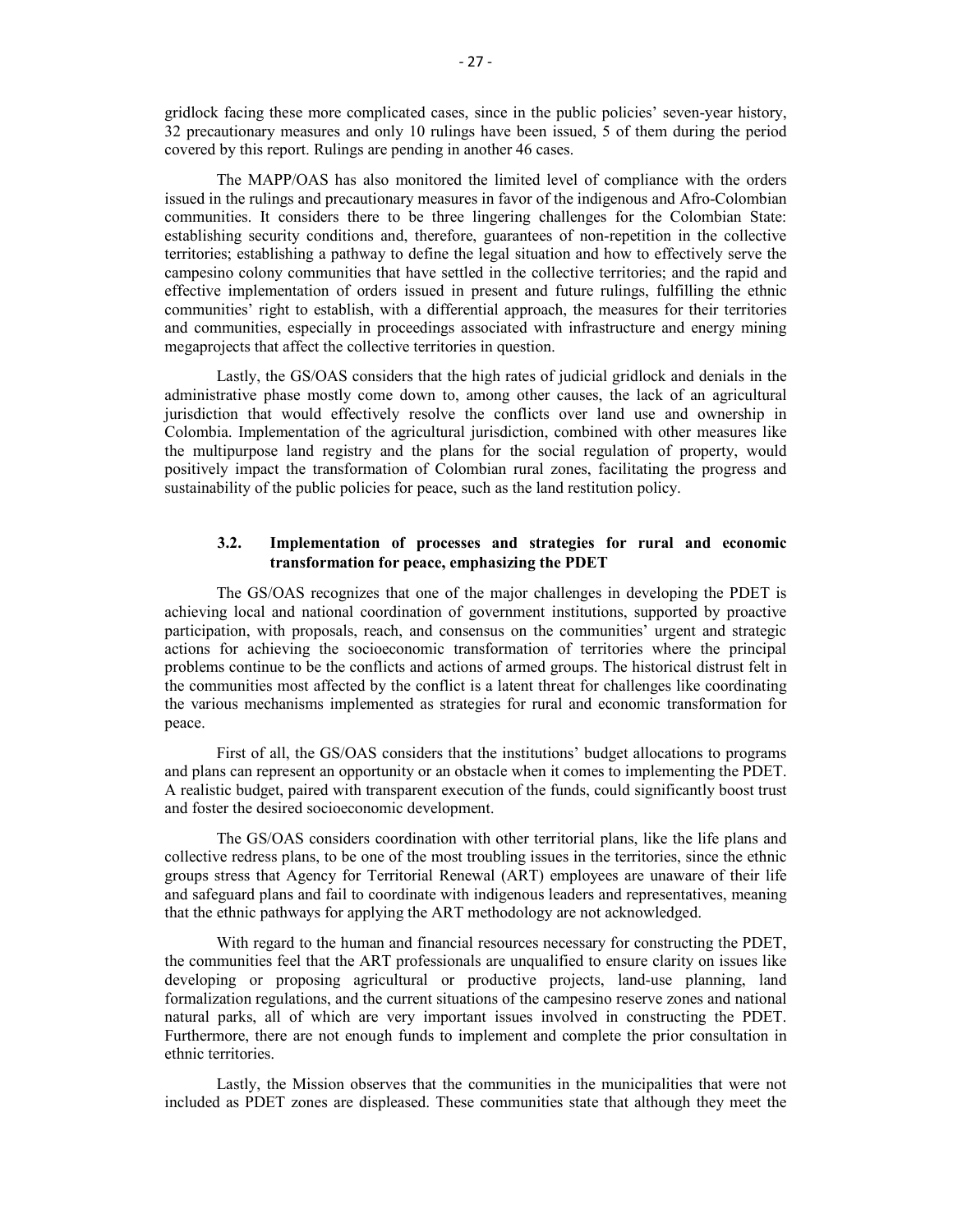gridlock facing these more complicated cases, since in the public policies' seven-year history, 32 precautionary measures and only 10 rulings have been issued, 5 of them during the period covered by this report. Rulings are pending in another 46 cases.

The MAPP/OAS has also monitored the limited level of compliance with the orders issued in the rulings and precautionary measures in favor of the indigenous and Afro-Colombian communities. It considers there to be three lingering challenges for the Colombian State: establishing security conditions and, therefore, guarantees of non-repetition in the collective territories; establishing a pathway to define the legal situation and how to effectively serve the campesino colony communities that have settled in the collective territories; and the rapid and effective implementation of orders issued in present and future rulings, fulfilling the ethnic communities' right to establish, with a differential approach, the measures for their territories and communities, especially in proceedings associated with infrastructure and energy mining megaprojects that affect the collective territories in question.

Lastly, the GS/OAS considers that the high rates of judicial gridlock and denials in the administrative phase mostly come down to, among other causes, the lack of an agricultural jurisdiction that would effectively resolve the conflicts over land use and ownership in Colombia. Implementation of the agricultural jurisdiction, combined with other measures like the multipurpose land registry and the plans for the social regulation of property, would positively impact the transformation of Colombian rural zones, facilitating the progress and sustainability of the public policies for peace, such as the land restitution policy.

### 3.2. Implementation of processes and strategies for rural and economic transformation for peace, emphasizing the PDET

The GS/OAS recognizes that one of the major challenges in developing the PDET is achieving local and national coordination of government institutions, supported by proactive participation, with proposals, reach, and consensus on the communities' urgent and strategic actions for achieving the socioeconomic transformation of territories where the principal problems continue to be the conflicts and actions of armed groups. The historical distrust felt in the communities most affected by the conflict is a latent threat for challenges like coordinating the various mechanisms implemented as strategies for rural and economic transformation for peace.

First of all, the GS/OAS considers that the institutions' budget allocations to programs and plans can represent an opportunity or an obstacle when it comes to implementing the PDET. A realistic budget, paired with transparent execution of the funds, could significantly boost trust and foster the desired socioeconomic development.

The GS/OAS considers coordination with other territorial plans, like the life plans and collective redress plans, to be one of the most troubling issues in the territories, since the ethnic groups stress that Agency for Territorial Renewal (ART) employees are unaware of their life and safeguard plans and fail to coordinate with indigenous leaders and representatives, meaning that the ethnic pathways for applying the ART methodology are not acknowledged.

With regard to the human and financial resources necessary for constructing the PDET, the communities feel that the ART professionals are unqualified to ensure clarity on issues like developing or proposing agricultural or productive projects, land-use planning, land formalization regulations, and the current situations of the campesino reserve zones and national natural parks, all of which are very important issues involved in constructing the PDET. Furthermore, there are not enough funds to implement and complete the prior consultation in ethnic territories.

Lastly, the Mission observes that the communities in the municipalities that were not included as PDET zones are displeased. These communities state that although they meet the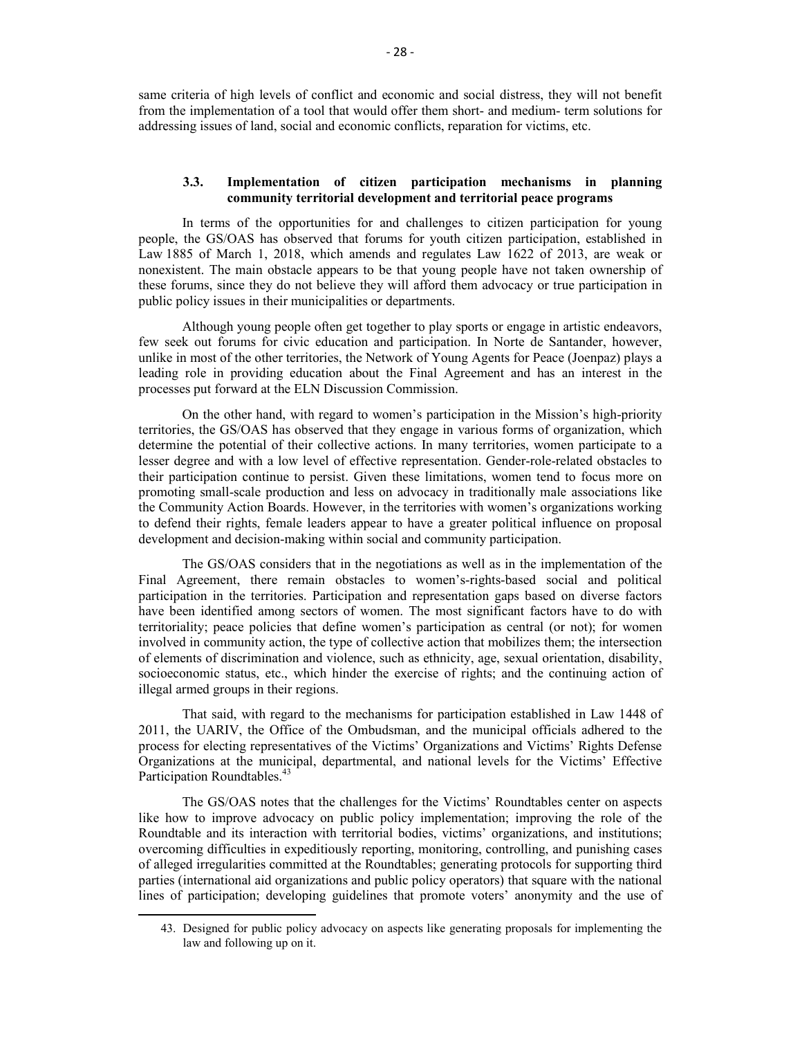same criteria of high levels of conflict and economic and social distress, they will not benefit from the implementation of a tool that would offer them short- and medium- term solutions for addressing issues of land, social and economic conflicts, reparation for victims, etc.

### 3.3. Implementation of citizen participation mechanisms in planning community territorial development and territorial peace programs

In terms of the opportunities for and challenges to citizen participation for young people, the GS/OAS has observed that forums for youth citizen participation, established in Law 1885 of March 1, 2018, which amends and regulates Law 1622 of 2013, are weak or nonexistent. The main obstacle appears to be that young people have not taken ownership of these forums, since they do not believe they will afford them advocacy or true participation in public policy issues in their municipalities or departments.

Although young people often get together to play sports or engage in artistic endeavors, few seek out forums for civic education and participation. In Norte de Santander, however, unlike in most of the other territories, the Network of Young Agents for Peace (Joenpaz) plays a leading role in providing education about the Final Agreement and has an interest in the processes put forward at the ELN Discussion Commission.

On the other hand, with regard to women's participation in the Mission's high-priority territories, the GS/OAS has observed that they engage in various forms of organization, which determine the potential of their collective actions. In many territories, women participate to a lesser degree and with a low level of effective representation. Gender-role-related obstacles to their participation continue to persist. Given these limitations, women tend to focus more on promoting small-scale production and less on advocacy in traditionally male associations like the Community Action Boards. However, in the territories with women's organizations working to defend their rights, female leaders appear to have a greater political influence on proposal development and decision-making within social and community participation.

The GS/OAS considers that in the negotiations as well as in the implementation of the Final Agreement, there remain obstacles to women's-rights-based social and political participation in the territories. Participation and representation gaps based on diverse factors have been identified among sectors of women. The most significant factors have to do with territoriality; peace policies that define women's participation as central (or not); for women involved in community action, the type of collective action that mobilizes them; the intersection of elements of discrimination and violence, such as ethnicity, age, sexual orientation, disability, socioeconomic status, etc., which hinder the exercise of rights; and the continuing action of illegal armed groups in their regions.

That said, with regard to the mechanisms for participation established in Law 1448 of 2011, the UARIV, the Office of the Ombudsman, and the municipal officials adhered to the process for electing representatives of the Victims' Organizations and Victims' Rights Defense Organizations at the municipal, departmental, and national levels for the Victims' Effective Participation Roundtables.[43]

The GS/OAS notes that the challenges for the Victims' Roundtables center on aspects like how to improve advocacy on public policy implementation; improving the role of the Roundtable and its interaction with territorial bodies, victims' organizations, and institutions; overcoming difficulties in expeditiously reporting, monitoring, controlling, and punishing cases of alleged irregularities committed at the Roundtables; generating protocols for supporting third parties (international aid organizations and public policy operators) that square with the national lines of participation; developing guidelines that promote voters' anonymity and the use of

43. Designed for public policy advocacy on aspects like generating proposals for implementing the law and following up on it.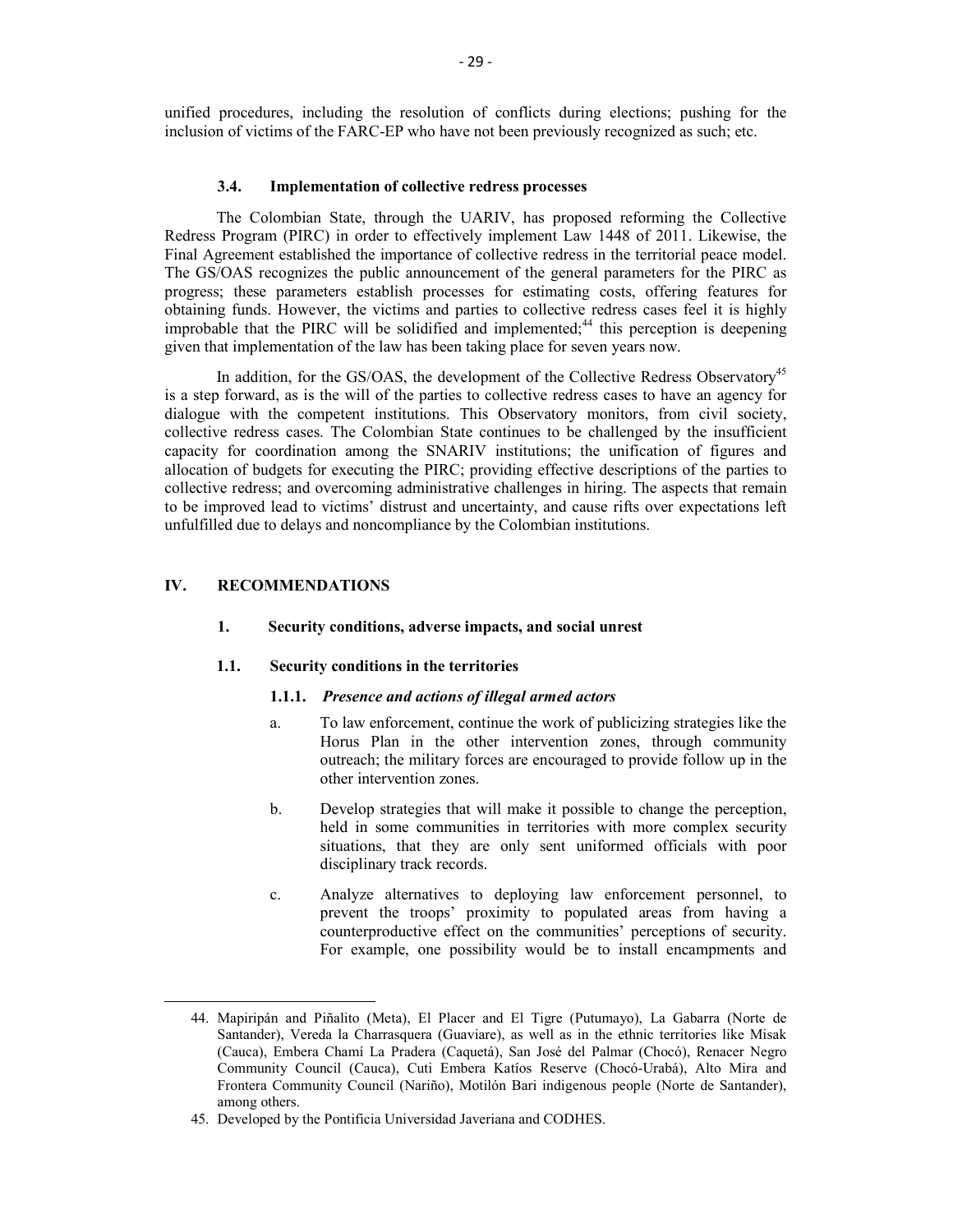unified procedures, including the resolution of conflicts during elections; pushing for the inclusion of victims of the FARC-EP who have not been previously recognized as such; etc.

### 3.4. Implementation of collective redress processes

The Colombian State, through the UARIV, has proposed reforming the Collective Redress Program (PIRC) in order to effectively implement Law 1448 of 2011. Likewise, the Final Agreement established the importance of collective redress in the territorial peace model. The GS/OAS recognizes the public announcement of the general parameters for the PIRC as progress; these parameters establish processes for estimating costs, offering features for obtaining funds. However, the victims and parties to collective redress cases feel it is highly improbable that the PIRC will be solidified and implemented;[44] this perception is deepening given that implementation of the law has been taking place for seven years now.

In addition, for the GS/OAS, the development of the Collective Redress Observatory[45] is a step forward, as is the will of the parties to collective redress cases to have an agency for dialogue with the competent institutions. This Observatory monitors, from civil society, collective redress cases. The Colombian State continues to be challenged by the insufficient capacity for coordination among the SNARIV institutions; the unification of figures and allocation of budgets for executing the PIRC; providing effective descriptions of the parties to collective redress; and overcoming administrative challenges in hiring. The aspects that remain to be improved lead to victims' distrust and uncertainty, and cause rifts over expectations left unfulfilled due to delays and noncompliance by the Colombian institutions.

## IV. RECOMMENDATIONS

### 1. Security conditions, adverse impacts, and social unrest

### 1.1. Security conditions in the territories

#### 1.1.1. *Presence and actions of illegal armed actors*

a. To law enforcement, continue the work of publicizing strategies like the Horus Plan in the other intervention zones, through community outreach; the military forces are encouraged to provide follow up in the other intervention zones.

b. Develop strategies that will make it possible to change the perception, held in some communities in territories with more complex security situations, that they are only sent uniformed officials with poor disciplinary track records.

c. Analyze alternatives to deploying law enforcement personnel, to prevent the troops' proximity to populated areas from having a counterproductive effect on the communities' perceptions of security. For example, one possibility would be to install encampments and

---

44. Mapiripán and Piñalito (Meta), El Placer and El Tigre (Putumayo), La Gabarra (Norte de Santander), Vereda la Charrasquera (Guaviare), as well as in the ethnic territories like Misak (Cauca), Embera Chamí La Pradera (Caquetá), San José del Palmar (Chocó), Renacer Negro Community Council (Cauca), Cuti Embera Katíos Reserve (Chocó-Urabá), Alto Mira and Frontera Community Council (Nariño), Motilón Bari indigenous people (Norte de Santander), among others.

45. Developed by the Pontificia Universidad Javeriana and CODHES.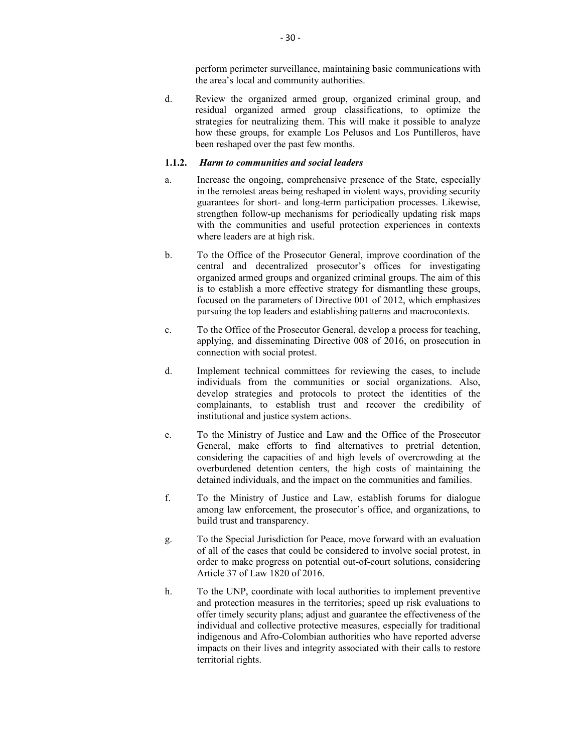perform perimeter surveillance, maintaining basic communications with the area's local and community authorities.

d. Review the organized armed group, organized criminal group, and residual organized armed group classifications, to optimize the strategies for neutralizing them. This will make it possible to analyze how these groups, for example Los Pelusos and Los Puntilleros, have been reshaped over the past few months.

#### 1.1.2. *Harm to communities and social leaders*

a. Increase the ongoing, comprehensive presence of the State, especially in the remotest areas being reshaped in violent ways, providing security guarantees for short- and long-term participation processes. Likewise, strengthen follow-up mechanisms for periodically updating risk maps with the communities and useful protection experiences in contexts where leaders are at high risk.

b. To the Office of the Prosecutor General, improve coordination of the central and decentralized prosecutor's offices for investigating organized armed groups and organized criminal groups. The aim of this is to establish a more effective strategy for dismantling these groups, focused on the parameters of Directive 001 of 2012, which emphasizes pursuing the top leaders and establishing patterns and macrocontexts.

c. To the Office of the Prosecutor General, develop a process for teaching, applying, and disseminating Directive 008 of 2016, on prosecution in connection with social protest.

d. Implement technical committees for reviewing the cases, to include individuals from the communities or social organizations. Also, develop strategies and protocols to protect the identities of the complainants, to establish trust and recover the credibility of institutional and justice system actions.

e. To the Ministry of Justice and Law and the Office of the Prosecutor General, make efforts to find alternatives to pretrial detention, considering the capacities of and high levels of overcrowding at the overburdened detention centers, the high costs of maintaining the detained individuals, and the impact on the communities and families.

f. To the Ministry of Justice and Law, establish forums for dialogue among law enforcement, the prosecutor's office, and organizations, to build trust and transparency.

g. To the Special Jurisdiction for Peace, move forward with an evaluation of all of the cases that could be considered to involve social protest, in order to make progress on potential out-of-court solutions, considering Article 37 of Law 1820 of 2016.

h. To the UNP, coordinate with local authorities to implement preventive and protection measures in the territories; speed up risk evaluations to offer timely security plans; adjust and guarantee the effectiveness of the individual and collective protective measures, especially for traditional indigenous and Afro-Colombian authorities who have reported adverse impacts on their lives and integrity associated with their calls to restore territorial rights.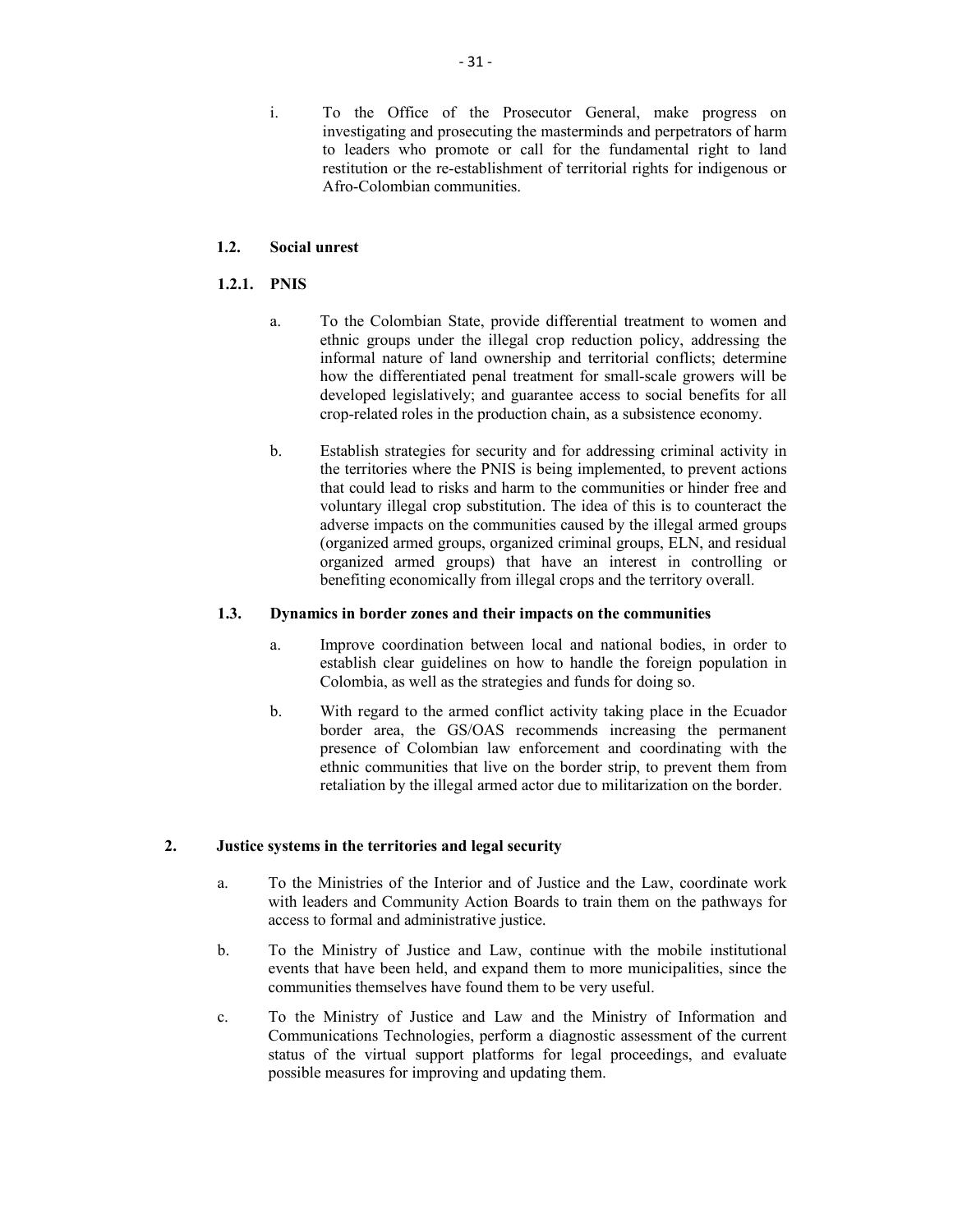i. To the Office of the Prosecutor General, make progress on investigating and prosecuting the masterminds and perpetrators of harm to leaders who promote or call for the fundamental right to land restitution or the re-establishment of territorial rights for indigenous or Afro-Colombian communities.

### 1.2. Social unrest

#### 1.2.1. PNIS

a. To the Colombian State, provide differential treatment to women and ethnic groups under the illegal crop reduction policy, addressing the informal nature of land ownership and territorial conflicts; determine how the differentiated penal treatment for small-scale growers will be developed legislatively; and guarantee access to social benefits for all crop-related roles in the production chain, as a subsistence economy.

b. Establish strategies for security and for addressing criminal activity in the territories where the PNIS is being implemented, to prevent actions that could lead to risks and harm to the communities or hinder free and voluntary illegal crop substitution. The idea of this is to counteract the adverse impacts on the communities caused by the illegal armed groups (organized armed groups, organized criminal groups, ELN, and residual organized armed groups) that have an interest in controlling or benefiting economically from illegal crops and the territory overall.

### 1.3. Dynamics in border zones and their impacts on the communities

a. Improve coordination between local and national bodies, in order to establish clear guidelines on how to handle the foreign population in Colombia, as well as the strategies and funds for doing so.

b. With regard to the armed conflict activity taking place in the Ecuador border area, the GS/OAS recommends increasing the permanent presence of Colombian law enforcement and coordinating with the ethnic communities that live on the border strip, to prevent them from retaliation by the illegal armed actor due to militarization on the border.

## 2. Justice systems in the territories and legal security

a. To the Ministries of the Interior and of Justice and the Law, coordinate work with leaders and Community Action Boards to train them on the pathways for access to formal and administrative justice.

b. To the Ministry of Justice and Law, continue with the mobile institutional events that have been held, and expand them to more municipalities, since the communities themselves have found them to be very useful.

c. To the Ministry of Justice and Law and the Ministry of Information and Communications Technologies, perform a diagnostic assessment of the current status of the virtual support platforms for legal proceedings, and evaluate possible measures for improving and updating them.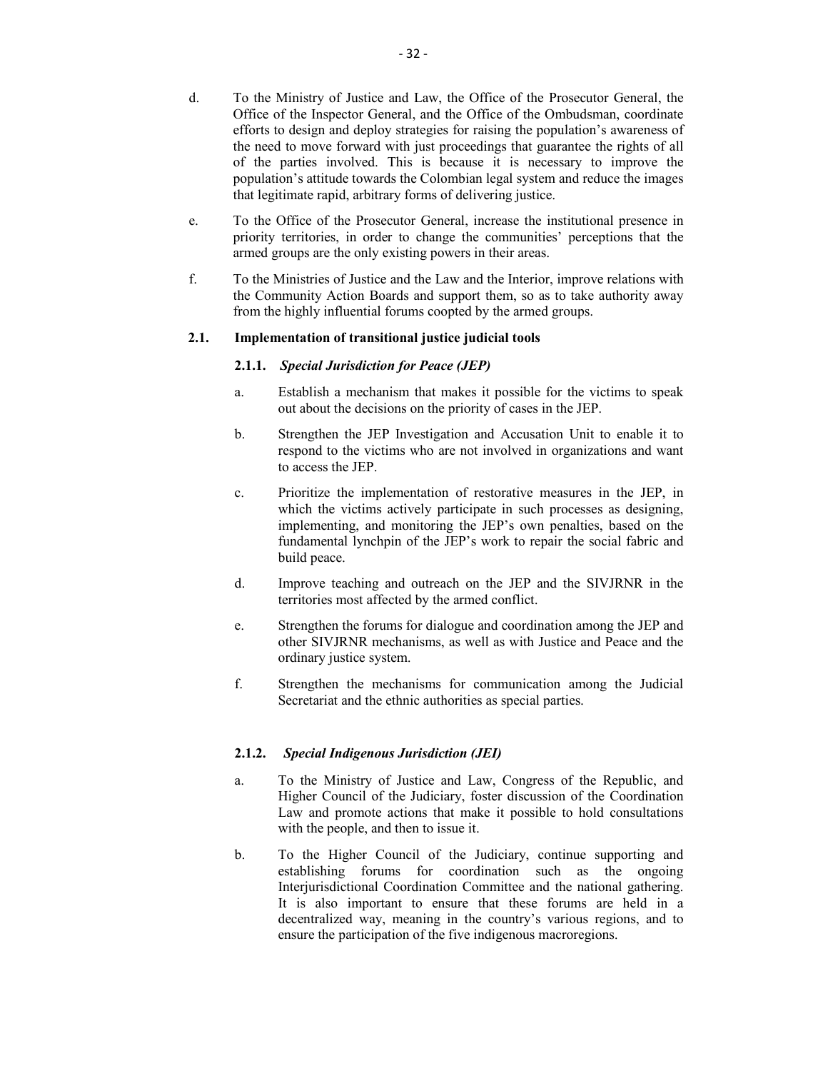d. To the Ministry of Justice and Law, the Office of the Prosecutor General, the Office of the Inspector General, and the Office of the Ombudsman, coordinate efforts to design and deploy strategies for raising the population's awareness of the need to move forward with just proceedings that guarantee the rights of all of the parties involved. This is because it is necessary to improve the population's attitude towards the Colombian legal system and reduce the images that legitimate rapid, arbitrary forms of delivering justice.

e. To the Office of the Prosecutor General, increase the institutional presence in priority territories, in order to change the communities' perceptions that the armed groups are the only existing powers in their areas.

f. To the Ministries of Justice and the Law and the Interior, improve relations with the Community Action Boards and support them, so as to take authority away from the highly influential forums coopted by the armed groups.

### 2.1. Implementation of transitional justice judicial tools

#### 2.1.1. *Special Jurisdiction for Peace (JEP)*

a. Establish a mechanism that makes it possible for the victims to speak out about the decisions on the priority of cases in the JEP.

b. Strengthen the JEP Investigation and Accusation Unit to enable it to respond to the victims who are not involved in organizations and want to access the JEP.

c. Prioritize the implementation of restorative measures in the JEP, in which the victims actively participate in such processes as designing, implementing, and monitoring the JEP's own penalties, based on the fundamental lynchpin of the JEP's work to repair the social fabric and build peace.

d. Improve teaching and outreach on the JEP and the SIVJRNR in the territories most affected by the armed conflict.

e. Strengthen the forums for dialogue and coordination among the JEP and other SIVJRNR mechanisms, as well as with Justice and Peace and the ordinary justice system.

f. Strengthen the mechanisms for communication among the Judicial Secretariat and the ethnic authorities as special parties.

#### 2.1.2. *Special Indigenous Jurisdiction (JEI)*

a. To the Ministry of Justice and Law, Congress of the Republic, and Higher Council of the Judiciary, foster discussion of the Coordination Law and promote actions that make it possible to hold consultations with the people, and then to issue it.

b. To the Higher Council of the Judiciary, continue supporting and establishing forums for coordination such as the ongoing Interjurisdictional Coordination Committee and the national gathering. It is also important to ensure that these forums are held in a decentralized way, meaning in the country's various regions, and to ensure the participation of the five indigenous macroregions.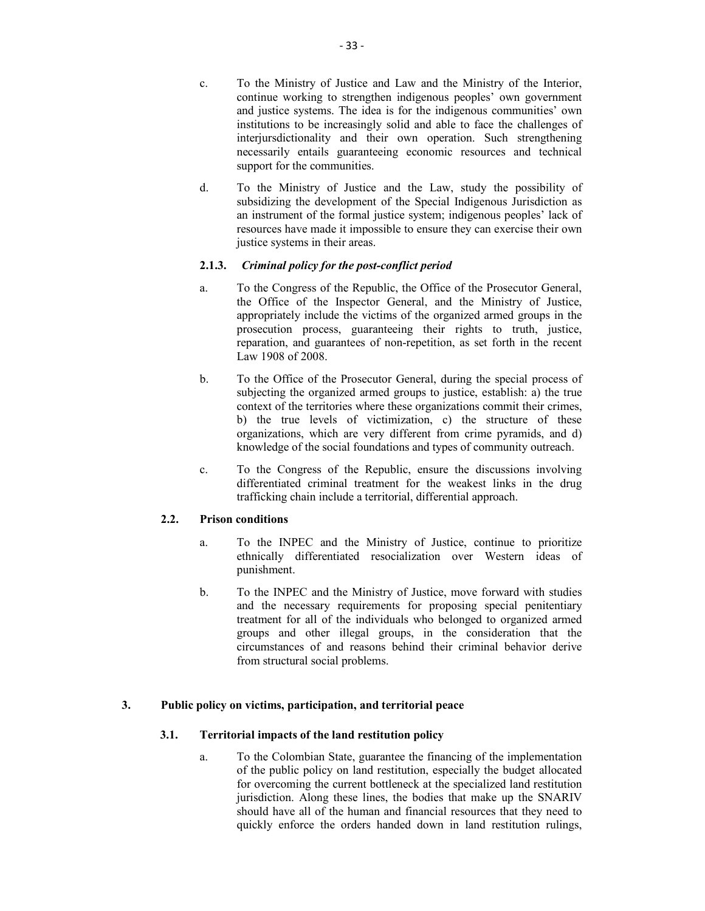c. To the Ministry of Justice and Law and the Ministry of the Interior, continue working to strengthen indigenous peoples' own government and justice systems. The idea is for the indigenous communities' own institutions to be increasingly solid and able to face the challenges of interjursdictionality and their own operation. Such strengthening necessarily entails guaranteeing economic resources and technical support for the communities.

d. To the Ministry of Justice and the Law, study the possibility of subsidizing the development of the Special Indigenous Jurisdiction as an instrument of the formal justice system; indigenous peoples' lack of resources have made it impossible to ensure they can exercise their own justice systems in their areas.

#### 2.1.3. *Criminal policy for the post-conflict period*

a. To the Congress of the Republic, the Office of the Prosecutor General, the Office of the Inspector General, and the Ministry of Justice, appropriately include the victims of the organized armed groups in the prosecution process, guaranteeing their rights to truth, justice, reparation, and guarantees of non-repetition, as set forth in the recent Law 1908 of 2008.

b. To the Office of the Prosecutor General, during the special process of subjecting the organized armed groups to justice, establish: a) the true context of the territories where these organizations commit their crimes, b) the true levels of victimization, c) the structure of these organizations, which are very different from crime pyramids, and d) knowledge of the social foundations and types of community outreach.

c. To the Congress of the Republic, ensure the discussions involving differentiated criminal treatment for the weakest links in the drug trafficking chain include a territorial, differential approach.

### 2.2. Prison conditions

a. To the INPEC and the Ministry of Justice, continue to prioritize ethnically differentiated resocialization over Western ideas of punishment.

b. To the INPEC and the Ministry of Justice, move forward with studies and the necessary requirements for proposing special penitentiary treatment for all of the individuals who belonged to organized armed groups and other illegal groups, in the consideration that the circumstances of and reasons behind their criminal behavior derive from structural social problems.

## 3. Public policy on victims, participation, and territorial peace

### 3.1. Territorial impacts of the land restitution policy

a. To the Colombian State, guarantee the financing of the implementation of the public policy on land restitution, especially the budget allocated for overcoming the current bottleneck at the specialized land restitution jurisdiction. Along these lines, the bodies that make up the SNARIV should have all of the human and financial resources that they need to quickly enforce the orders handed down in land restitution rulings,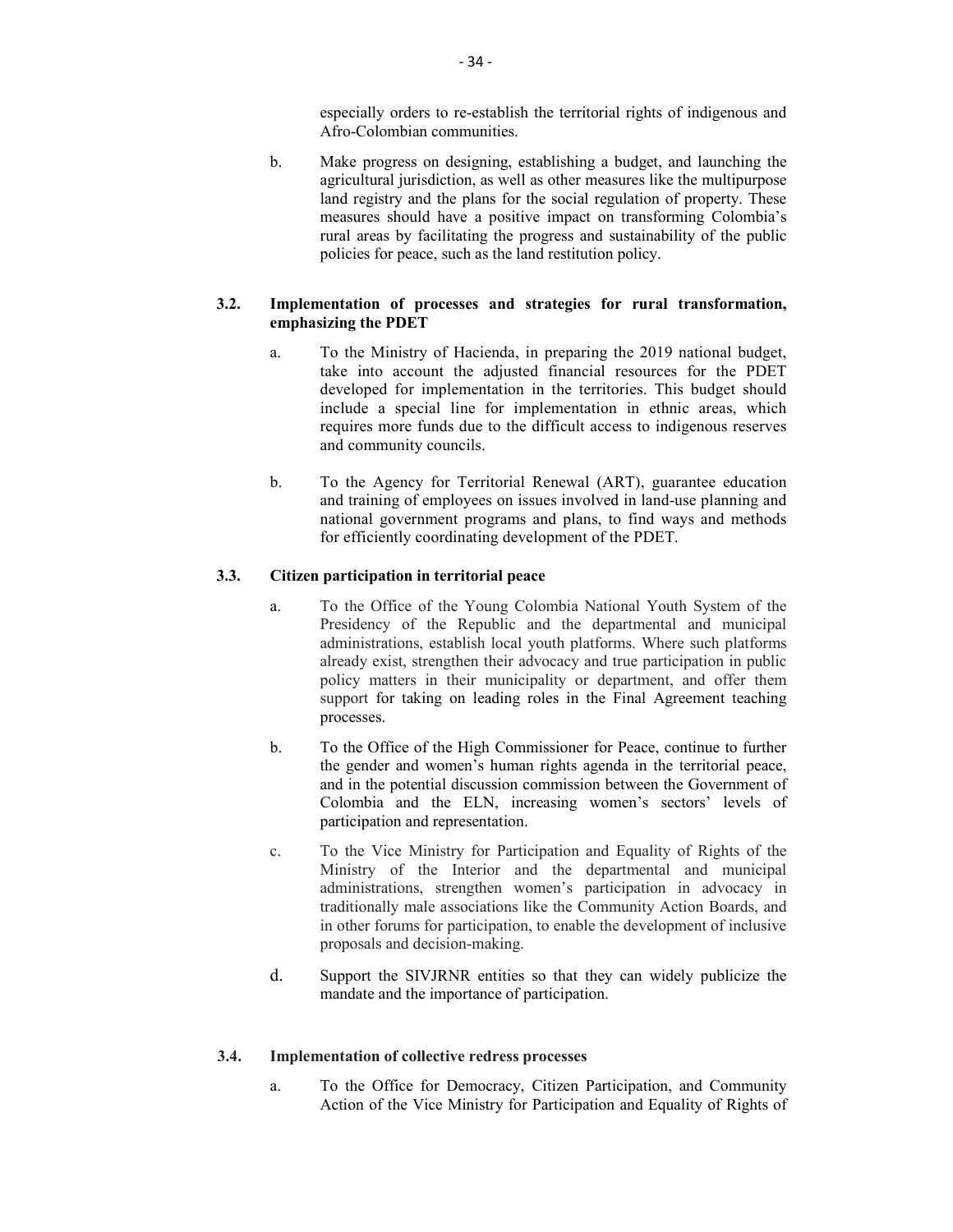especially orders to re-establish the territorial rights of indigenous and Afro-Colombian communities.

b. Make progress on designing, establishing a budget, and launching the agricultural jurisdiction, as well as other measures like the multipurpose land registry and the plans for the social regulation of property. These measures should have a positive impact on transforming Colombia's rural areas by facilitating the progress and sustainability of the public policies for peace, such as the land restitution policy.

### 3.2. Implementation of processes and strategies for rural transformation, emphasizing the PDET

a. To the Ministry of Hacienda, in preparing the 2019 national budget, take into account the adjusted financial resources for the PDET developed for implementation in the territories. This budget should include a special line for implementation in ethnic areas, which requires more funds due to the difficult access to indigenous reserves and community councils.

b. To the Agency for Territorial Renewal (ART), guarantee education and training of employees on issues involved in land-use planning and national government programs and plans, to find ways and methods for efficiently coordinating development of the PDET.

### 3.3. Citizen participation in territorial peace

a. To the Office of the Young Colombia National Youth System of the Presidency of the Republic and the departmental and municipal administrations, establish local youth platforms. Where such platforms already exist, strengthen their advocacy and true participation in public policy matters in their municipality or department, and offer them support for taking on leading roles in the Final Agreement teaching processes.

b. To the Office of the High Commissioner for Peace, continue to further the gender and women's human rights agenda in the territorial peace, and in the potential discussion commission between the Government of Colombia and the ELN, increasing women's sectors' levels of participation and representation.

c. To the Vice Ministry for Participation and Equality of Rights of the Ministry of the Interior and the departmental and municipal administrations, strengthen women's participation in advocacy in traditionally male associations like the Community Action Boards, and in other forums for participation, to enable the development of inclusive proposals and decision-making.

d. Support the SIVJRNR entities so that they can widely publicize the mandate and the importance of participation.

### 3.4. Implementation of collective redress processes

a. To the Office for Democracy, Citizen Participation, and Community Action of the Vice Ministry for Participation and Equality of Rights of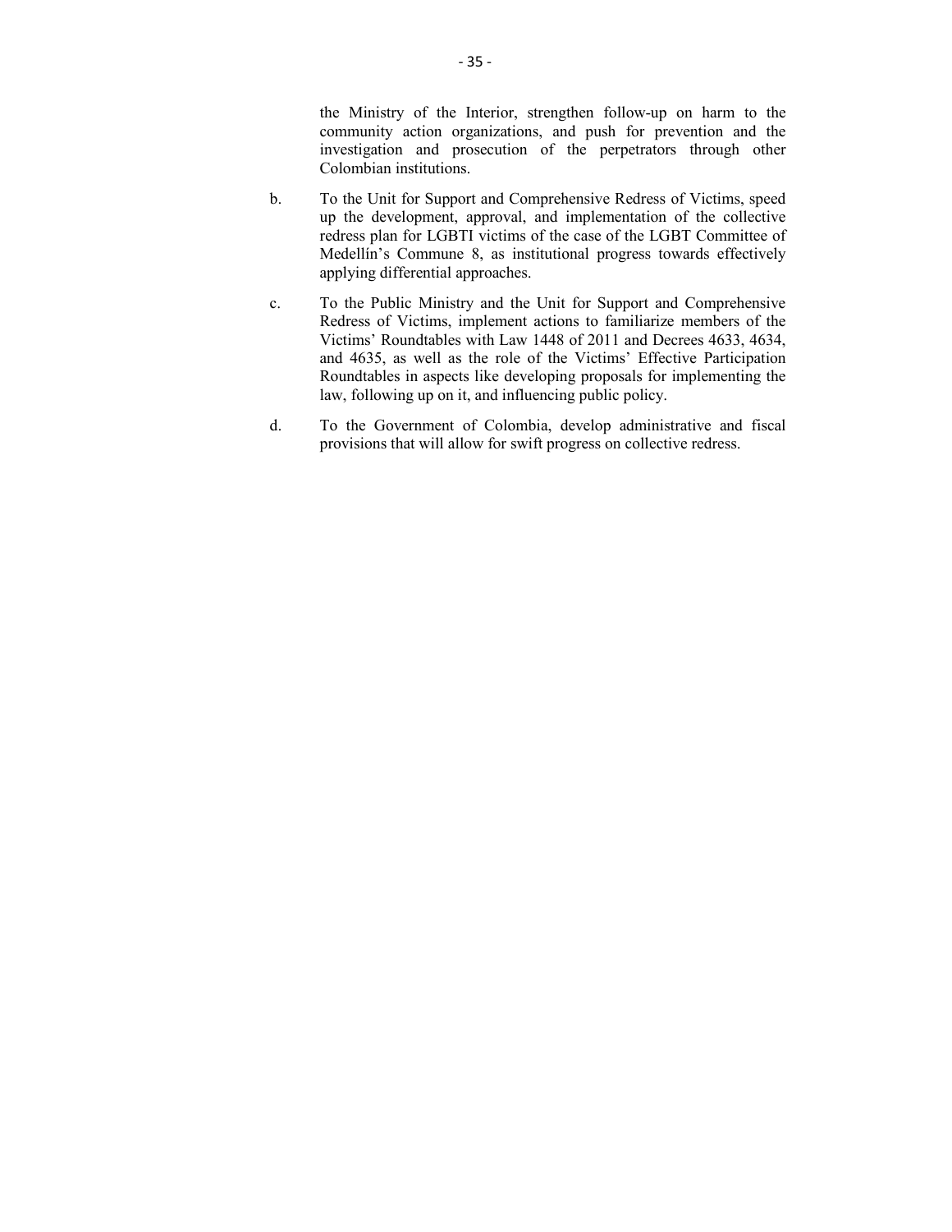the Ministry of the Interior, strengthen follow-up on harm to the community action organizations, and push for prevention and the investigation and prosecution of the perpetrators through other Colombian institutions.

b. To the Unit for Support and Comprehensive Redress of Victims, speed up the development, approval, and implementation of the collective redress plan for LGBTI victims of the case of the LGBT Committee of Medellín's Commune 8, as institutional progress towards effectively applying differential approaches.

c. To the Public Ministry and the Unit for Support and Comprehensive Redress of Victims, implement actions to familiarize members of the Victims' Roundtables with Law 1448 of 2011 and Decrees 4633, 4634, and 4635, as well as the role of the Victims' Effective Participation Roundtables in aspects like developing proposals for implementing the law, following up on it, and influencing public policy.

d. To the Government of Colombia, develop administrative and fiscal provisions that will allow for swift progress on collective redress.